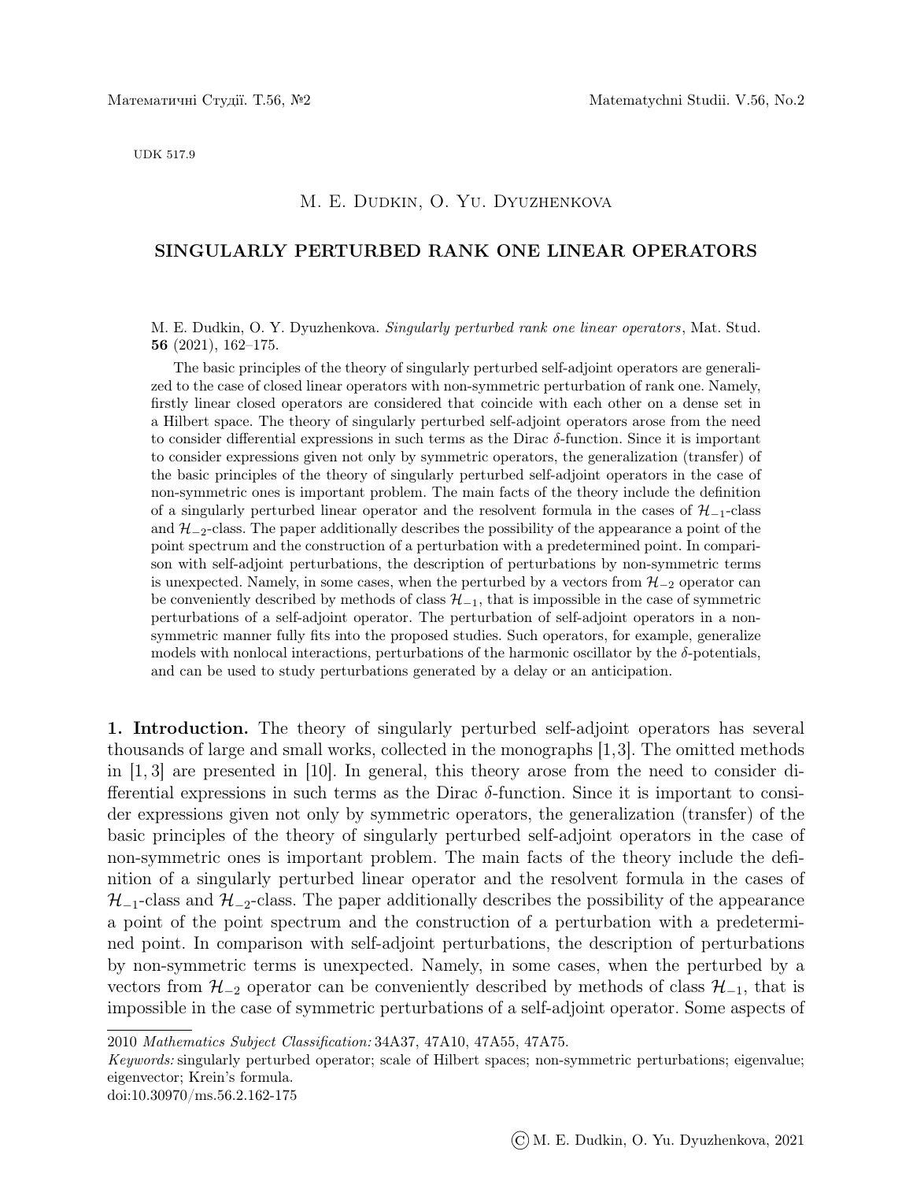UDK 517.9

M. E. Dudkin, O. Yu. Dyuzhenkova

# SINGULARLY PERTURBED RANK ONE LINEAR OPERATORS

M. E. Dudkin, O. Y. Dyuzhenkova. *Singularly perturbed rank one linear operators*, Mat. Stud. **56** (2021), 162–175.

The basic principles of the theory of singularly perturbed self-adjoint operators are generalized to the case of closed linear operators with non-symmetric perturbation of rank one. Namely, firstly linear closed operators are considered that coincide with each other on a dense set in a Hilbert space. The theory of singularly perturbed self-adjoint operators arose from the need to consider differential expressions in such terms as the Dirac $\delta$-function. Since it is important to consider expressions given not only by symmetric operators, the generalization (transfer) of the basic principles of the theory of singularly perturbed self-adjoint operators in the case of non-symmetric ones is important problem. The main facts of the theory include the definition of a singularly perturbed linear operator and the resolvent formula in the cases of $\mathcal{H}_{-1}$-class and $\mathcal{H}_{-2}$-class. The paper additionally describes the possibility of the appearance a point of the point spectrum and the construction of a perturbation with a predetermined point. In comparison with self-adjoint perturbations, the description of perturbations by non-symmetric terms is unexpected. Namely, in some cases, when the perturbed by a vectors from $\mathcal{H}_{-2}$ operator can be conveniently described by methods of class $\mathcal{H}_{-1}$, that is impossible in the case of symmetric perturbations of a self-adjoint operator. The perturbation of self-adjoint operators in a non-symmetric manner fully fits into the proposed studies. Such operators, for example, generalize models with nonlocal interactions, perturbations of the harmonic oscillator by the $\delta$-potentials, and can be used to study perturbations generated by a delay or an anticipation.

**1. Introduction.** The theory of singularly perturbed self-adjoint operators has several thousands of large and small works, collected in the monographs [1,3]. The omitted methods in [1, 3] are presented in [10]. In general, this theory arose from the need to consider differential expressions in such terms as the Dirac $\delta$-function. Since it is important to consider expressions given not only by symmetric operators, the generalization (transfer) of the basic principles of the theory of singularly perturbed self-adjoint operators in the case of non-symmetric ones is important problem. The main facts of the theory include the definition of a singularly perturbed linear operator and the resolvent formula in the cases of $\mathcal{H}_{-1}$-class and $\mathcal{H}_{-2}$-class. The paper additionally describes the possibility of the appearance a point of the point spectrum and the construction of a perturbation with a predetermined point. In comparison with self-adjoint perturbations, the description of perturbations by non-symmetric terms is unexpected. Namely, in some cases, when the perturbed by a vectors from $\mathcal{H}_{-2}$ operator can be conveniently described by methods of class $\mathcal{H}_{-1}$, that is impossible in the case of symmetric perturbations of a self-adjoint operator. Some aspects of

2010 *Mathematics Subject Classification:* 34A37, 47A10, 47A55, 47A75.

*Keywords:* singularly perturbed operator; scale of Hilbert spaces; non-symmetric perturbations; eigenvalue; eigenvector; Krein's formula.

doi:10.30970/ms.56.2.162-175

© M. E. Dudkin, O. Yu. Dyuzhenkova, 2021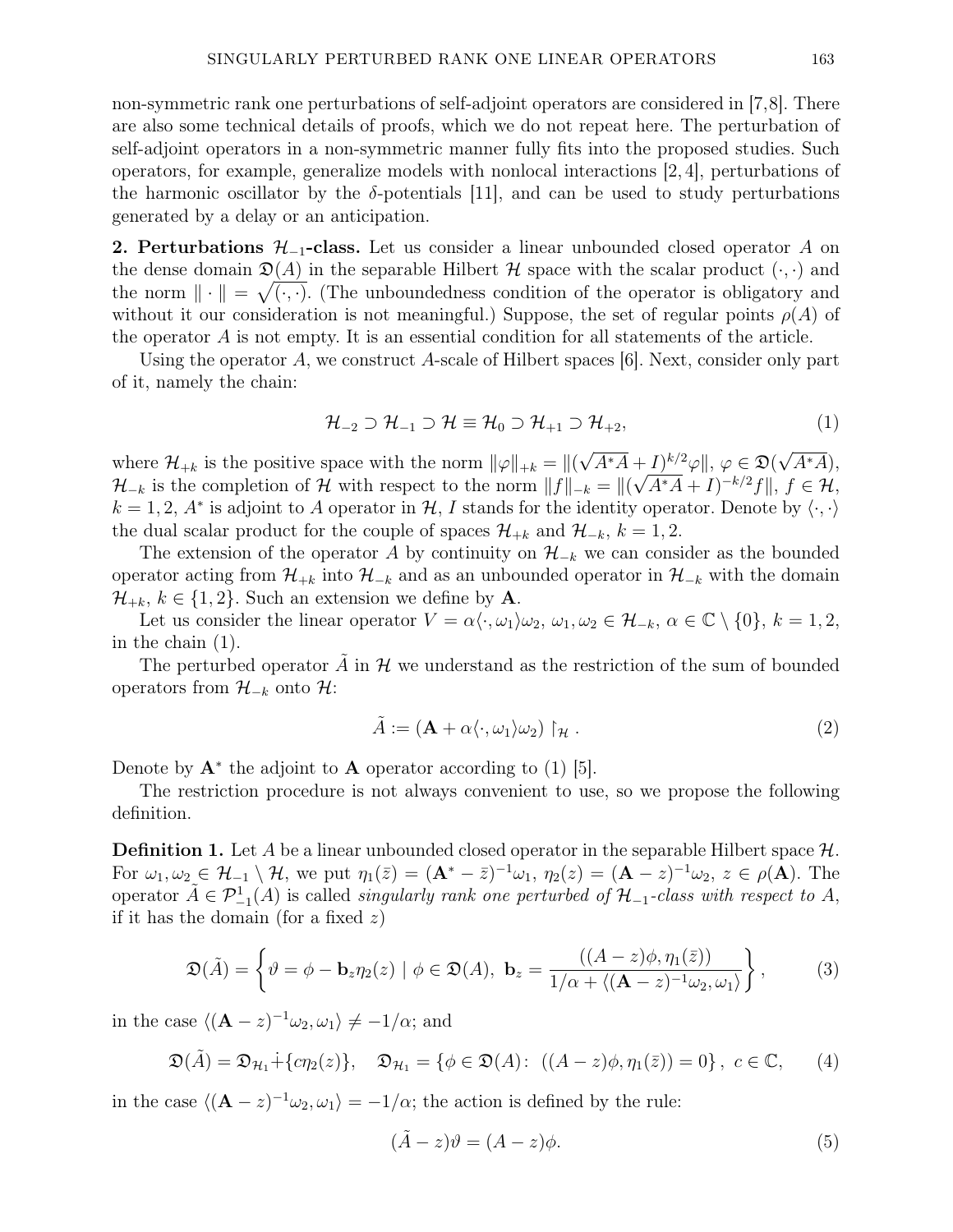non-symmetric rank one perturbations of self-adjoint operators are considered in [7,8]. There are also some technical details of proofs, which we do not repeat here. The perturbation of self-adjoint operators in a non-symmetric manner fully fits into the proposed studies. Such operators, for example, generalize models with nonlocal interactions [2, 4], perturbations of the harmonic oscillator by the $\delta$-potentials [11], and can be used to study perturbations generated by a delay or an anticipation.

**2. Perturbations $\mathcal{H}_{-1}$-class.** Let us consider a linear unbounded closed operator $A$ on the dense domain $\mathfrak{D}(A)$ in the separable Hilbert $\mathcal{H}$ space with the scalar product $(\cdot, \cdot)$ and the norm $\|\cdot\| = \sqrt{(\cdot, \cdot)}$. (The unboundedness condition of the operator is obligatory and without it our consideration is not meaningful.) Suppose, the set of regular points $\rho(A)$ of the operator $A$ is not empty. It is an essential condition for all statements of the article.

Using the operator $A$, we construct $A$-scale of Hilbert spaces [6]. Next, consider only part of it, namely the chain:

$$\mathcal{H}_{-2} \supset \mathcal{H}_{-1} \supset \mathcal{H} \equiv \mathcal{H}_0 \supset \mathcal{H}_{+1} \supset \mathcal{H}_{+2}, \tag{1}$$

where $\mathcal{H}_{+k}$ is the positive space with the norm $\|\varphi\|_{+k} = \|(\sqrt{A^*A} + I)^{k/2}\varphi\|$, $\varphi \in \mathfrak{D}(\sqrt{A^*A})$, $\mathcal{H}_{-k}$ is the completion of $\mathcal{H}$ with respect to the norm $\|f\|_{-k} = \|(\sqrt{A^*A} + I)^{-k/2} f\|$, $f \in \mathcal{H}$, $k = 1, 2$, $A^*$ is adjoint to $A$ operator in $\mathcal{H}$, $I$ stands for the identity operator. Denote by $\langle \cdot, \cdot \rangle$ the dual scalar product for the couple of spaces $\mathcal{H}_{+k}$ and $\mathcal{H}_{-k}$, $k = 1, 2$.

The extension of the operator $A$ by continuity on $\mathcal{H}_{-k}$ we can consider as the bounded operator acting from $\mathcal{H}_{+k}$ into $\mathcal{H}_{-k}$ and as an unbounded operator in $\mathcal{H}_{-k}$ with the domain $\mathcal{H}_{+k}$, $k \in \{1, 2\}$. Such an extension we define by $\mathbf{A}$.

Let us consider the linear operator $V = \alpha\langle \cdot, \omega_1\rangle\omega_2$, $\omega_1, \omega_2 \in \mathcal{H}_{-k}$, $\alpha \in \mathbb{C} \setminus \{0\}$, $k = 1, 2$, in the chain (1).

The perturbed operator $\tilde{A}$ in $\mathcal{H}$ we understand as the restriction of the sum of bounded operators from $\mathcal{H}_{-k}$ onto $\mathcal{H}$:

$$\tilde{A} := (\mathbf{A} + \alpha\langle \cdot, \omega_1\rangle\omega_2) \restriction_{\mathcal{H}} . \tag{2}$$

Denote by $\mathbf{A}^*$ the adjoint to $\mathbf{A}$ operator according to (1) [5].

The restriction procedure is not always convenient to use, so we propose the following definition.

**Definition 1.** Let $A$ be a linear unbounded closed operator in the separable Hilbert space $\mathcal{H}$. For $\omega_1, \omega_2 \in \mathcal{H}_{-1} \setminus \mathcal{H}$, we put $\eta_1(\bar{z}) = (\mathbf{A}^* - \bar{z})^{-1}\omega_1$, $\eta_2(z) = (\mathbf{A} - z)^{-1}\omega_2$, $z \in \rho(\mathbf{A})$. The operator $\tilde{A} \in \mathcal{P}^1_{-1}(A)$ is called *singularly rank one perturbed of $\mathcal{H}_{-1}$-class with respect to $A$*, if it has the domain (for a fixed $z$)

$$\mathfrak{D}(\tilde{A}) = \left\{ \vartheta = \phi - \mathbf{b}_z\eta_2(z) \mid \phi \in \mathfrak{D}(A),\ \mathbf{b}_z = \frac{((A - z)\phi, \eta_1(\bar{z}))}{1/\alpha + \langle(\mathbf{A} - z)^{-1}\omega_2, \omega_1\rangle} \right\}, \tag{3}$$

in the case $\langle(\mathbf{A} - z)^{-1}\omega_2, \omega_1\rangle \neq -1/\alpha$; and

$$\mathfrak{D}(\tilde{A}) = \mathfrak{D}_{\mathcal{H}_1} \dot{+} \{c\eta_2(z)\}, \quad \mathfrak{D}_{\mathcal{H}_1} = \{\phi \in \mathfrak{D}(A) \colon\ ((A - z)\phi, \eta_1(\bar{z})) = 0\},\ c \in \mathbb{C}, \tag{4}$$

in the case $\langle(\mathbf{A} - z)^{-1}\omega_2, \omega_1\rangle = -1/\alpha$; the action is defined by the rule:

$$(\tilde{A} - z)\vartheta = (A - z)\phi. \tag{5}$$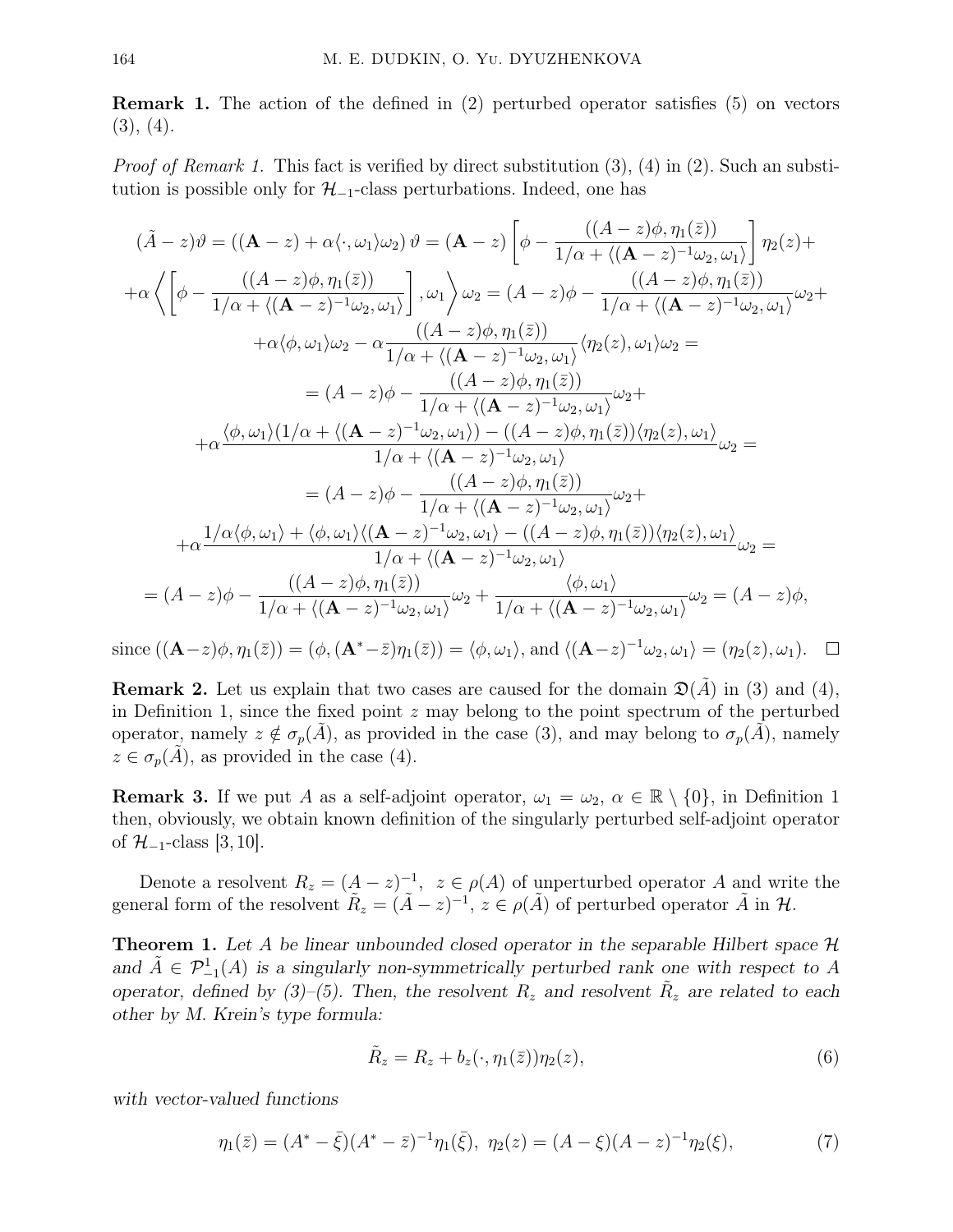**Remark 1.** The action of the defined in (2) perturbed operator satisfies (5) on vectors (3), (4).

*Proof of Remark 1.* This fact is verified by direct substitution (3), (4) in (2). Such an substitution is possible only for $\mathcal{H}_{-1}$-class perturbations. Indeed, one has

$$
\begin{gathered}
(\tilde{A}-z)\vartheta = ((\mathbf{A}-z)+\alpha\langle\cdot,\omega_1\rangle\omega_2)\,\vartheta = (\mathbf{A}-z)\left[\phi - \frac{((A-z)\phi,\eta_1(\bar z))}{1/\alpha+\langle(\mathbf{A}-z)^{-1}\omega_2,\omega_1\rangle}\right]\eta_2(z)+ \\
+\alpha\left\langle\left[\phi - \frac{((A-z)\phi,\eta_1(\bar z))}{1/\alpha+\langle(\mathbf{A}-z)^{-1}\omega_2,\omega_1\rangle}\right],\omega_1\right\rangle\omega_2 = (A-z)\phi - \frac{((A-z)\phi,\eta_1(\bar z))}{1/\alpha+\langle(\mathbf{A}-z)^{-1}\omega_2,\omega_1\rangle}\omega_2+ \\
+\alpha\langle\phi,\omega_1\rangle\omega_2 - \alpha\frac{((A-z)\phi,\eta_1(\bar z))}{1/\alpha+\langle(\mathbf{A}-z)^{-1}\omega_2,\omega_1\rangle}\langle\eta_2(z),\omega_1\rangle\omega_2 = \\
= (A-z)\phi - \frac{((A-z)\phi,\eta_1(\bar z))}{1/\alpha+\langle(\mathbf{A}-z)^{-1}\omega_2,\omega_1\rangle}\omega_2+ \\
+\alpha\frac{\langle\phi,\omega_1\rangle(1/\alpha+\langle(\mathbf{A}-z)^{-1}\omega_2,\omega_1\rangle) - ((A-z)\phi,\eta_1(\bar z))\langle\eta_2(z),\omega_1\rangle}{1/\alpha+\langle(\mathbf{A}-z)^{-1}\omega_2,\omega_1\rangle}\omega_2 = \\
= (A-z)\phi - \frac{((A-z)\phi,\eta_1(\bar z))}{1/\alpha+\langle(\mathbf{A}-z)^{-1}\omega_2,\omega_1\rangle}\omega_2+ \\
+\alpha\frac{1/\alpha\langle\phi,\omega_1\rangle + \langle\phi,\omega_1\rangle\langle(\mathbf{A}-z)^{-1}\omega_2,\omega_1\rangle - ((A-z)\phi,\eta_1(\bar z))\langle\eta_2(z),\omega_1\rangle}{1/\alpha+\langle(\mathbf{A}-z)^{-1}\omega_2,\omega_1\rangle}\omega_2 = \\
= (A-z)\phi - \frac{((A-z)\phi,\eta_1(\bar z))}{1/\alpha+\langle(\mathbf{A}-z)^{-1}\omega_2,\omega_1\rangle}\omega_2 + \frac{\langle\phi,\omega_1\rangle}{1/\alpha+\langle(\mathbf{A}-z)^{-1}\omega_2,\omega_1\rangle}\omega_2 = (A-z)\phi,
\end{gathered}
$$

since $((\mathbf{A}-z)\phi,\eta_1(\bar z)) = (\phi,(\mathbf{A}^*-\bar z)\eta_1(\bar z)) = \langle\phi,\omega_1\rangle$, and $\langle(\mathbf{A}-z)^{-1}\omega_2,\omega_1\rangle = (\eta_2(z),\omega_1)$. $\square$

**Remark 2.** Let us explain that two cases are caused for the domain $\mathfrak{D}(\tilde{A})$ in (3) and (4), in Definition 1, since the fixed point $z$ may belong to the point spectrum of the perturbed operator, namely $z \notin \sigma_p(\tilde{A})$, as provided in the case (3), and may belong to $\sigma_p(\tilde{A})$, namely $z \in \sigma_p(\tilde{A})$, as provided in the case (4).

**Remark 3.** If we put $A$ as a self-adjoint operator, $\omega_1 = \omega_2$, $\alpha \in \mathbb{R}\setminus\{0\}$, in Definition 1 then, obviously, we obtain known definition of the singularly perturbed self-adjoint operator of $\mathcal{H}_{-1}$-class [3, 10].

Denote a resolvent $R_z = (A-z)^{-1}$, $z \in \rho(A)$ of unperturbed operator $A$ and write the general form of the resolvent $\tilde{R}_z = (\tilde{A}-z)^{-1}$, $z \in \rho(\tilde{A})$ of perturbed operator $\tilde{A}$ in $\mathcal{H}$.

**Theorem 1.** *Let $A$ be linear unbounded closed operator in the separable Hilbert space $\mathcal{H}$ and $\tilde{A} \in \mathcal{P}^1_{-1}(A)$ is a singularly non-symmetrically perturbed rank one with respect to $A$ operator, defined by (3)–(5). Then, the resolvent $R_z$ and resolvent $\tilde{R}_z$ are related to each other by M. Krein's type formula:*

$$
\tilde{R}_z = R_z + b_z(\cdot,\eta_1(\bar z))\eta_2(z), \tag{6}
$$

*with vector-valued functions*

$$
\eta_1(\bar z) = (A^*-\bar\xi)(A^*-\bar z)^{-1}\eta_1(\bar\xi),\ \ \eta_2(z) = (A-\xi)(A-z)^{-1}\eta_2(\xi), \tag{7}
$$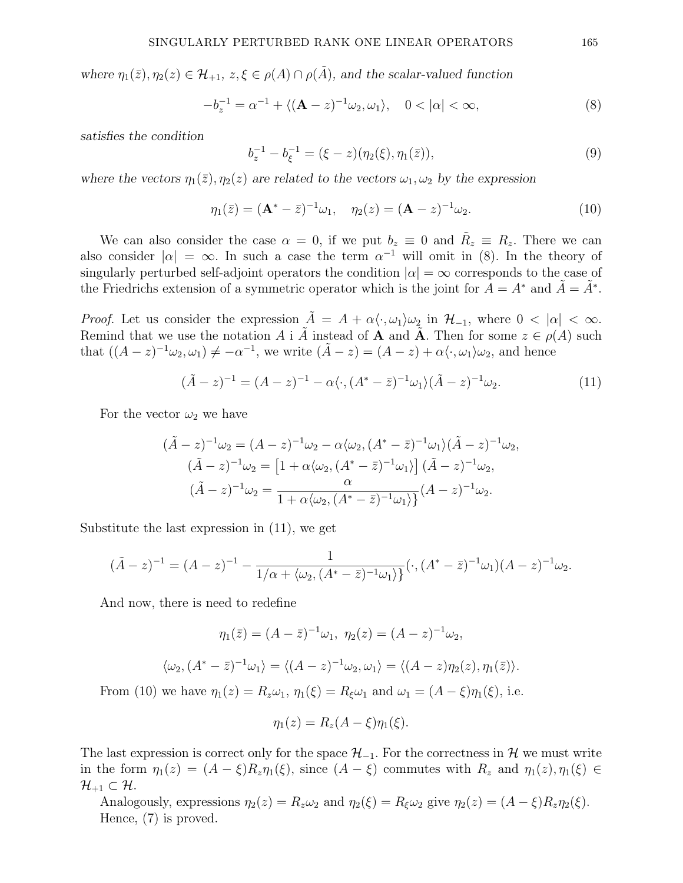*where $\eta_1(\bar{z}), \eta_2(z) \in \mathcal{H}_{+1}$, $z, \xi \in \rho(A) \cap \rho(\tilde{A})$, and the scalar-valued function*

$$-b_z^{-1} = \alpha^{-1} + \langle (\mathbf{A} - z)^{-1}\omega_2, \omega_1 \rangle, \quad 0 < |\alpha| < \infty, \tag{8}$$

*satisfies the condition*

$$b_z^{-1} - b_\xi^{-1} = (\xi - z)(\eta_2(\xi), \eta_1(\bar{z})), \tag{9}$$

*where the vectors $\eta_1(\bar{z}), \eta_2(z)$ are related to the vectors $\omega_1, \omega_2$ by the expression*

$$\eta_1(\bar{z}) = (\mathbf{A}^* - \bar{z})^{-1}\omega_1, \quad \eta_2(z) = (\mathbf{A} - z)^{-1}\omega_2. \tag{10}$$

We can also consider the case $\alpha = 0$, if we put $b_z \equiv 0$ and $\tilde{R}_z \equiv R_z$. There we can also consider $|\alpha| = \infty$. In such a case the term $\alpha^{-1}$ will omit in (8). In the theory of singularly perturbed self-adjoint operators the condition $|\alpha| = \infty$ corresponds to the case of the Friedrichs extension of a symmetric operator which is the joint for $A = A^*$ and $\tilde{A} = \tilde{A}^*$.

*Proof.* Let us consider the expression $\tilde{A} = A + \alpha\langle \cdot, \omega_1 \rangle \omega_2$ in $\mathcal{H}_{-1}$, where $0 < |\alpha| < \infty$. Remind that we use the notation $A$ i $\tilde{A}$ instead of $\mathbf{A}$ and $\tilde{\mathbf{A}}$. Then for some $z \in \rho(A)$ such that $((A - z)^{-1}\omega_2, \omega_1) \neq -\alpha^{-1}$, we write $(\tilde{A} - z) = (A - z) + \alpha\langle \cdot, \omega_1 \rangle \omega_2$, and hence

$$(\tilde{A} - z)^{-1} = (A - z)^{-1} - \alpha\langle \cdot, (A^* - \bar{z})^{-1}\omega_1 \rangle (\tilde{A} - z)^{-1}\omega_2. \tag{11}$$

For the vector $\omega_2$ we have

$$(\tilde{A} - z)^{-1}\omega_2 = (A - z)^{-1}\omega_2 - \alpha\langle \omega_2, (A^* - \bar{z})^{-1}\omega_1 \rangle (\tilde{A} - z)^{-1}\omega_2,$$

$$(\tilde{A} - z)^{-1}\omega_2 = \left[1 + \alpha\langle \omega_2, (A^* - \bar{z})^{-1}\omega_1 \rangle\right] (\tilde{A} - z)^{-1}\omega_2,$$

$$(\tilde{A} - z)^{-1}\omega_2 = \frac{\alpha}{1 + \alpha\langle \omega_2, (A^* - \bar{z})^{-1}\omega_1 \rangle\}} (A - z)^{-1}\omega_2.$$

Substitute the last expression in (11), we get

$$(\tilde{A} - z)^{-1} = (A - z)^{-1} - \frac{1}{1/\alpha + \langle \omega_2, (A^* - \bar{z})^{-1}\omega_1 \rangle\}} (\cdot, (A^* - \bar{z})^{-1}\omega_1)(A - z)^{-1}\omega_2.$$

And now, there is need to redefine

$$\eta_1(\bar{z}) = (A - \bar{z})^{-1}\omega_1, \ \eta_2(z) = (A - z)^{-1}\omega_2,$$

$$\langle \omega_2, (A^* - \bar{z})^{-1}\omega_1 \rangle = \langle (A - z)^{-1}\omega_2, \omega_1 \rangle = \langle (A - z)\eta_2(z), \eta_1(\bar{z}) \rangle.$$

From (10) we have $\eta_1(z) = R_z\omega_1$, $\eta_1(\xi) = R_\xi\omega_1$ and $\omega_1 = (A - \xi)\eta_1(\xi)$, i.e.

$$\eta_1(z) = R_z(A - \xi)\eta_1(\xi).$$

The last expression is correct only for the space $\mathcal{H}_{-1}$. For the correctness in $\mathcal{H}$ we must write in the form $\eta_1(z) = (A - \xi)R_z\eta_1(\xi)$, since $(A - \xi)$ commutes with $R_z$ and $\eta_1(z), \eta_1(\xi) \in \mathcal{H}_{+1} \subset \mathcal{H}$.

Analogously, expressions $\eta_2(z) = R_z\omega_2$ and $\eta_2(\xi) = R_\xi\omega_2$ give $\eta_2(z) = (A - \xi)R_z\eta_2(\xi)$. Hence, (7) is proved.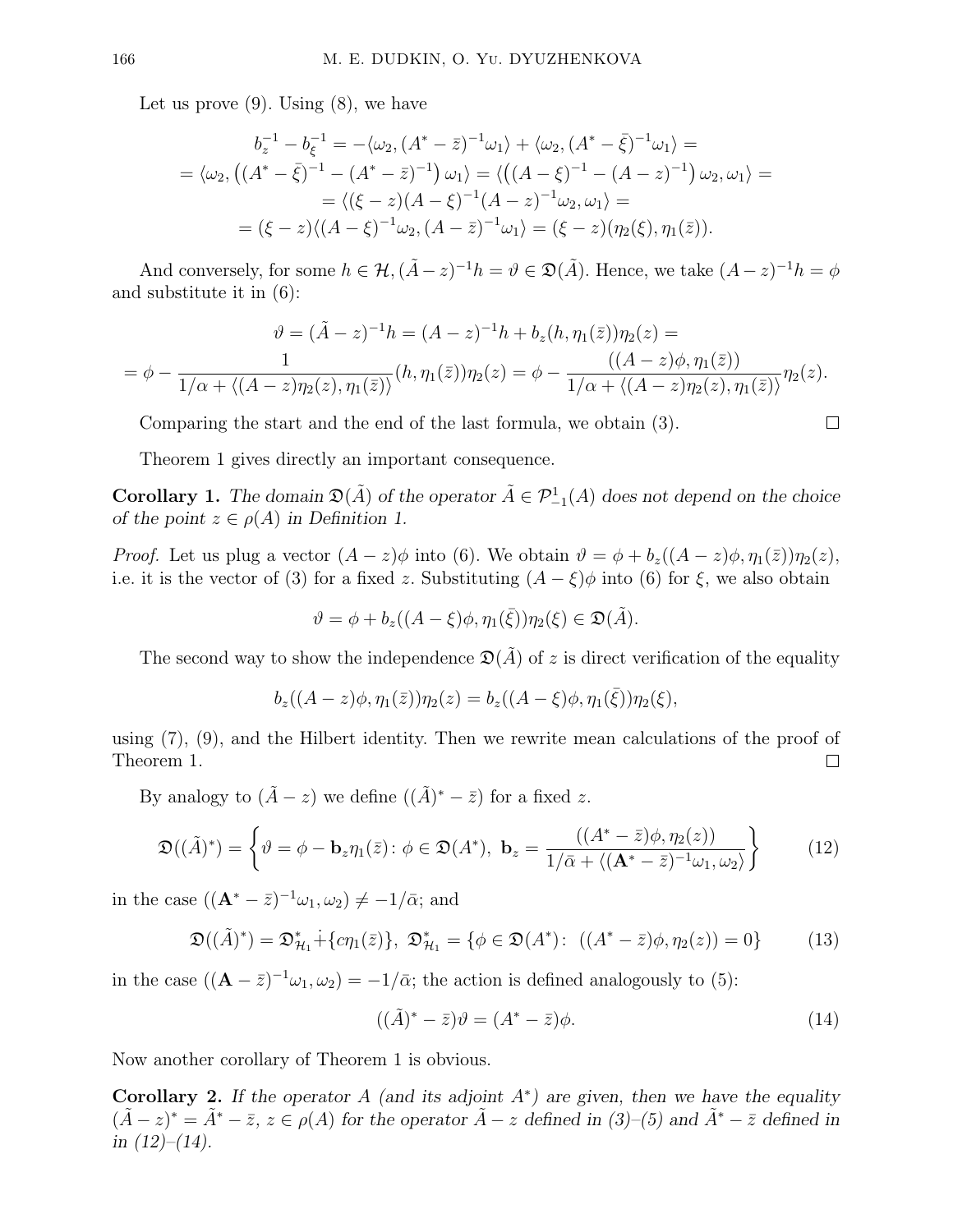Let us prove (9). Using (8), we have

$$
\begin{gathered}
b_z^{-1} - b_\xi^{-1} = -\langle \omega_2, (A^* - \bar{z})^{-1}\omega_1\rangle + \langle \omega_2, (A^* - \bar{\xi})^{-1}\omega_1\rangle = \\
= \langle \omega_2, \left((A^* - \bar{\xi})^{-1} - (A^* - \bar{z})^{-1}\right)\omega_1\rangle = \langle \left((A - \xi)^{-1} - (A - z)^{-1}\right)\omega_2, \omega_1\rangle = \\
= \langle (\xi - z)(A - \xi)^{-1}(A - z)^{-1}\omega_2, \omega_1\rangle = \\
= (\xi - z)\langle (A - \xi)^{-1}\omega_2, (A - \bar{z})^{-1}\omega_1\rangle = (\xi - z)(\eta_2(\xi), \eta_1(\bar{z})).
\end{gathered}
$$

And conversely, for some $h \in \mathcal{H}$, $(\tilde{A} - z)^{-1}h = \vartheta \in \mathfrak{D}(\tilde{A})$. Hence, we take $(A - z)^{-1}h = \phi$ and substitute it in (6):

$$
\begin{gathered}
\vartheta = (\tilde{A} - z)^{-1}h = (A - z)^{-1}h + b_z(h, \eta_1(\bar{z}))\eta_2(z) = \\
= \phi - \frac{1}{1/\alpha + \langle (A - z)\eta_2(z), \eta_1(\bar{z})\rangle}(h, \eta_1(\bar{z}))\eta_2(z) = \phi - \frac{((A - z)\phi, \eta_1(\bar{z}))}{1/\alpha + \langle (A - z)\eta_2(z), \eta_1(\bar{z})\rangle}\eta_2(z).
\end{gathered}
$$

Comparing the start and the end of the last formula, we obtain (3). □

Theorem 1 gives directly an important consequence.

**Corollary 1.** *The domain $\mathfrak{D}(\tilde{A})$ of the operator $\tilde{A} \in \mathcal{P}^1_{-1}(A)$ does not depend on the choice of the point $z \in \rho(A)$ in Definition 1.*

*Proof.* Let us plug a vector $(A - z)\phi$ into (6). We obtain $\vartheta = \phi + b_z((A - z)\phi, \eta_1(\bar{z}))\eta_2(z)$, i.e. it is the vector of (3) for a fixed $z$. Substituting $(A - \xi)\phi$ into (6) for $\xi$, we also obtain

$$
\vartheta = \phi + b_z((A - \xi)\phi, \eta_1(\bar{\xi}))\eta_2(\xi) \in \mathfrak{D}(\tilde{A}).
$$

The second way to show the independence $\mathfrak{D}(\tilde{A})$ of $z$ is direct verification of the equality

$$
b_z((A - z)\phi, \eta_1(\bar{z}))\eta_2(z) = b_z((A - \xi)\phi, \eta_1(\bar{\xi}))\eta_2(\xi),
$$

using (7), (9), and the Hilbert identity. Then we rewrite mean calculations of the proof of Theorem 1. □

By analogy to $(\tilde{A} - z)$ we define $((\tilde{A})^* - \bar{z})$ for a fixed $z$.

$$
\mathfrak{D}((\tilde{A})^*) = \left\{\vartheta = \phi - \mathbf{b}_z\eta_1(\bar{z}) \colon \phi \in \mathfrak{D}(A^*),\ \mathbf{b}_z = \frac{((A^* - \bar{z})\phi, \eta_2(z))}{1/\bar{\alpha} + \langle (\mathbf{A}^* - \bar{z})^{-1}\omega_1, \omega_2\rangle}\right\} \tag{12}
$$

in the case $((\mathbf{A}^* - \bar{z})^{-1}\omega_1, \omega_2) \neq -1/\bar{\alpha}$; and

$$
\mathfrak{D}((\tilde{A})^*) = \mathfrak{D}^*_{\mathcal{H}_1} \dot{+} \{c\eta_1(\bar{z})\},\ \mathfrak{D}^*_{\mathcal{H}_1} = \{\phi \in \mathfrak{D}(A^*) \colon\ ((A^* - \bar{z})\phi, \eta_2(z)) = 0\} \tag{13}
$$

in the case $((\mathbf{A} - \bar{z})^{-1}\omega_1, \omega_2) = -1/\bar{\alpha}$; the action is defined analogously to (5):

$$
((\tilde{A})^* - \bar{z})\vartheta = (A^* - \bar{z})\phi. \tag{14}
$$

Now another corollary of Theorem 1 is obvious.

**Corollary 2.** *If the operator $A$ (and its adjoint $A^*$) are given, then we have the equality $(\tilde{A} - z)^* = \tilde{A}^* - \bar{z}$, $z \in \rho(A)$ for the operator $\tilde{A} - z$ defined in (3)–(5) and $\tilde{A}^* - \bar{z}$ defined in in (12)–(14).*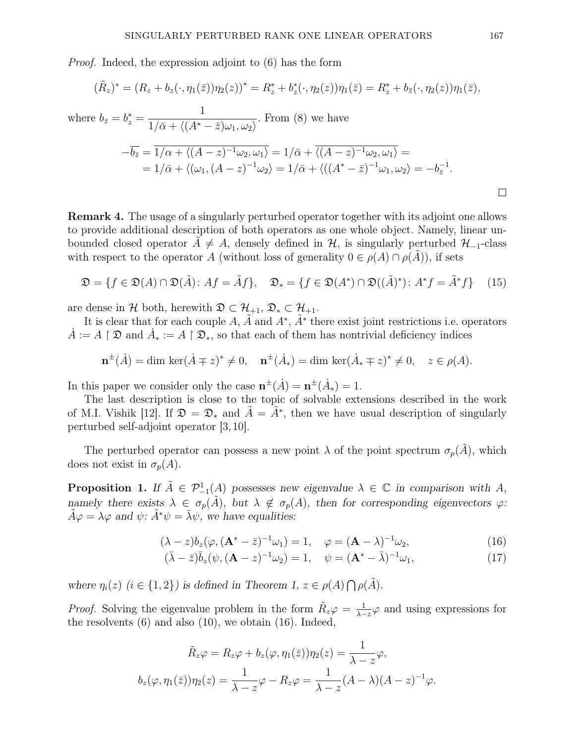*Proof.* Indeed, the expression adjoint to (6) has the form

$$(\tilde{R}_z)^* = (R_z + b_z(\cdot, \eta_1(\bar{z}))\eta_2(z))^* = R_z^* + b_z^*(\cdot, \eta_2(z))\eta_1(\bar{z}) = R_z^* + b_{\bar{z}}(\cdot, \eta_2(z))\eta_1(\bar{z}),$$

where $b_{\bar{z}} = b_z^* = \dfrac{1}{1/\bar{\alpha} + \langle (A^* - \bar{z})\omega_1, \omega_2 \rangle}$. From (8) we have

$$\begin{aligned}
-\overline{b_{\bar{z}}} &= \overline{1/\alpha + \langle (A-z)^{-1}\omega_2, \omega_1 \rangle} = 1/\bar{\alpha} + \overline{\langle (A-z)^{-1}\omega_2, \omega_1 \rangle} = \\
&= 1/\bar{\alpha} + \langle \omega_1, (A-z)^{-1}\omega_2 \rangle = 1/\bar{\alpha} + \langle ((A^* - \bar{z})^{-1}\omega_1, \omega_2 \rangle = -b_{\bar{z}}^{-1}.
\end{aligned}$$

□

**Remark 4.** The usage of a singularly perturbed operator together with its adjoint one allows to provide additional description of both operators as one whole object. Namely, linear unbounded closed operator $\tilde{A} \neq A$, densely defined in $\mathcal{H}$, is singularly perturbed $\mathcal{H}_{-1}$-class with respect to the operator $A$ (without loss of generality $0 \in \rho(A) \cap \rho(\tilde{A})$), if sets

$$\mathfrak{D} = \{ f \in \mathfrak{D}(A) \cap \mathfrak{D}(\tilde{A}) \colon Af = \tilde{A}f \}, \quad \mathfrak{D}_* = \{ f \in \mathfrak{D}(A^*) \cap \mathfrak{D}((\tilde{A})^*) \colon A^* f = \tilde{A}^* f \} \tag{15}$$

are dense in $\mathcal{H}$ both, herewith $\mathfrak{D} \subset \mathcal{H}_{+1}$, $\mathfrak{D}_* \subset \mathcal{H}_{+1}$.

It is clear that for each couple $A$, $\tilde{A}$ and $A^*$, $\tilde{A}^*$ there exist joint restrictions i.e. operators $\dot{A} := A \restriction \mathfrak{D}$ and $\dot{A}_* := A \restriction \mathfrak{D}_*$, so that each of them has nontrivial deficiency indices

$$\mathbf{n}^{\pm}(\dot{A}) = \dim \ker(\dot{A} \mp z)^* \neq 0, \quad \mathbf{n}^{\pm}(\dot{A}_*) = \dim \ker(\dot{A}_* \mp z)^* \neq 0, \quad z \in \rho(A).$$

In this paper we consider only the case $\mathbf{n}^{\pm}(\dot{A}) = \mathbf{n}^{\pm}(\dot{A}_*) = 1$.

The last description is close to the topic of solvable extensions described in the work of M.I. Vishik [12]. If $\mathfrak{D} = \mathfrak{D}_*$ and $\tilde{A} = \tilde{A}^*$, then we have usual description of singularly perturbed self-adjoint operator [3, 10].

The perturbed operator can possess a new point $\lambda$ of the point spectrum $\sigma_p(\tilde{A})$, which does not exist in $\sigma_p(A)$.

**Proposition 1.** *If $\tilde{A} \in \mathcal{P}_{-1}^1(A)$ possesses new eigenvalue $\lambda \in \mathbb{C}$ in comparison with $A$, namely there exists $\lambda \in \sigma_p(\tilde{A})$, but $\lambda \notin \sigma_p(A)$, then for corresponding eigenvectors $\varphi$: $\tilde{A}\varphi = \lambda\varphi$ and $\psi$: $\tilde{A}^*\psi = \bar{\lambda}\psi$, we have equalities:*

$$(\lambda - z)b_z(\varphi, (\mathbf{A}^* - \bar{z})^{-1}\omega_1) = 1, \quad \varphi = (\mathbf{A} - \lambda)^{-1}\omega_2, \tag{16}$$

$$(\bar{\lambda} - \bar{z})\bar{b}_z(\psi, (\mathbf{A} - z)^{-1}\omega_2) = 1, \quad \psi = (\mathbf{A}^* - \bar{\lambda})^{-1}\omega_1, \tag{17}$$

*where $\eta_i(z)$ $(i \in \{1, 2\})$ is defined in Theorem 1, $z \in \rho(A) \bigcap \rho(\tilde{A})$.*

*Proof.* Solving the eigenvalue problem in the form $\tilde{R}_z\varphi = \frac{1}{\lambda - z}\varphi$ and using expressions for the resolvents (6) and also (10), we obtain (16). Indeed,

$$\tilde{R}_z\varphi = R_z\varphi + b_z(\varphi, \eta_1(\bar{z}))\eta_2(z) = \frac{1}{\lambda - z}\varphi,$$

$$b_z(\varphi, \eta_1(\bar{z}))\eta_2(z) = \frac{1}{\lambda - z}\varphi - R_z\varphi = \frac{1}{\lambda - z}(A - \lambda)(A - z)^{-1}\varphi.$$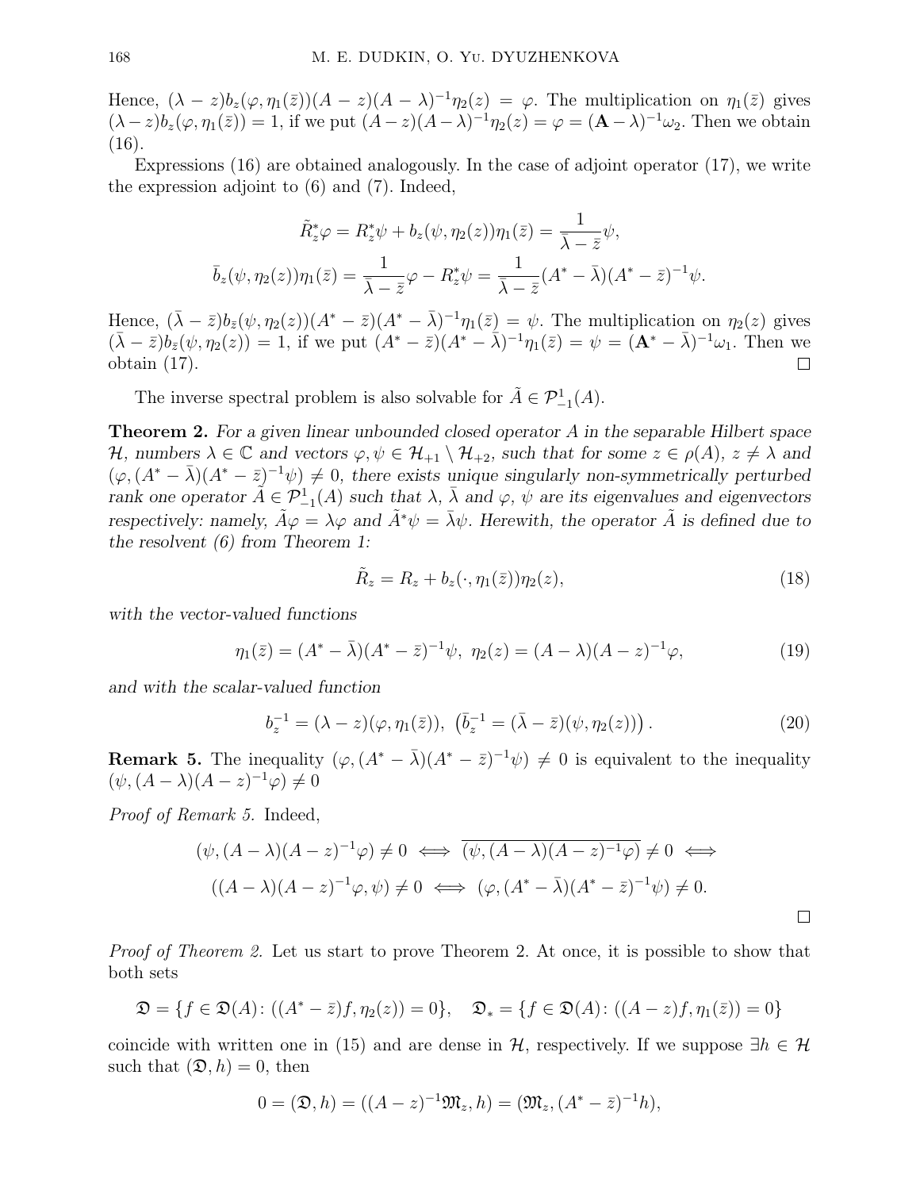Hence, $(\lambda - z)b_z(\varphi, \eta_1(\bar{z}))(A - z)(A - \lambda)^{-1}\eta_2(z) = \varphi$. The multiplication on $\eta_1(\bar{z})$ gives $(\lambda - z)b_z(\varphi, \eta_1(\bar{z})) = 1$, if we put $(A - z)(A - \lambda)^{-1}\eta_2(z) = \varphi = (\mathbf{A} - \lambda)^{-1}\omega_2$. Then we obtain (16).

Expressions (16) are obtained analogously. In the case of adjoint operator (17), we write the expression adjoint to (6) and (7). Indeed,

$$\tilde{R}_z^*\varphi = R_z^*\psi + b_z(\psi, \eta_2(z))\eta_1(\bar{z}) = \frac{1}{\bar{\lambda} - \bar{z}}\psi,$$

$$\bar{b}_z(\psi, \eta_2(z))\eta_1(\bar{z}) = \frac{1}{\bar{\lambda} - \bar{z}}\varphi - R_z^*\psi = \frac{1}{\bar{\lambda} - \bar{z}}(A^* - \bar{\lambda})(A^* - \bar{z})^{-1}\psi.$$

Hence, $(\bar{\lambda} - \bar{z})b_{\bar{z}}(\psi, \eta_2(z))(A^* - \bar{z})(A^* - \bar{\lambda})^{-1}\eta_1(\bar{z}) = \psi$. The multiplication on $\eta_2(z)$ gives $(\bar{\lambda} - \bar{z})b_{\bar{z}}(\psi, \eta_2(z)) = 1$, if we put $(A^* - \bar{z})(A^* - \bar{\lambda})^{-1}\eta_1(\bar{z}) = \psi = (\mathbf{A}^* - \bar{\lambda})^{-1}\omega_1$. Then we obtain (17). □

The inverse spectral problem is also solvable for $\tilde{A} \in \mathcal{P}_{-1}^1(A)$.

**Theorem 2.** *For a given linear unbounded closed operator $A$ in the separable Hilbert space $\mathcal{H}$, numbers $\lambda \in \mathbb{C}$ and vectors $\varphi, \psi \in \mathcal{H}_{+1} \setminus \mathcal{H}_{+2}$, such that for some $z \in \rho(A)$, $z \neq \lambda$ and $(\varphi, (A^* - \bar{\lambda})(A^* - \bar{z})^{-1}\psi) \neq 0$, there exists unique singularly non-symmetrically perturbed rank one operator $\tilde{A} \in \mathcal{P}_{-1}^1(A)$ such that $\lambda$, $\bar{\lambda}$ and $\varphi$, $\psi$ are its eigenvalues and eigenvectors respectively: namely, $\tilde{A}\varphi = \lambda\varphi$ and $\tilde{A}^*\psi = \bar{\lambda}\psi$. Herewith, the operator $\tilde{A}$ is defined due to the resolvent (6) from Theorem 1:*

$$\tilde{R}_z = R_z + b_z(\cdot, \eta_1(\bar{z}))\eta_2(z), \tag{18}$$

*with the vector-valued functions*

$$\eta_1(\bar{z}) = (A^* - \bar{\lambda})(A^* - \bar{z})^{-1}\psi, \;\; \eta_2(z) = (A - \lambda)(A - z)^{-1}\varphi, \tag{19}$$

*and with the scalar-valued function*

$$b_z^{-1} = (\lambda - z)(\varphi, \eta_1(\bar{z})), \;\; \left(\bar{b}_z^{-1} = (\bar{\lambda} - \bar{z})(\psi, \eta_2(z))\right). \tag{20}$$

**Remark 5.** The inequality $(\varphi, (A^* - \bar{\lambda})(A^* - \bar{z})^{-1}\psi) \neq 0$ is equivalent to the inequality $(\psi, (A - \lambda)(A - z)^{-1}\varphi) \neq 0$

*Proof of Remark 5.* Indeed,

$$(\psi, (A - \lambda)(A - z)^{-1}\varphi) \neq 0 \iff \overline{(\psi, (A - \lambda)(A - z)^{-1}\varphi)} \neq 0 \iff$$

$$((A - \lambda)(A - z)^{-1}\varphi, \psi) \neq 0 \iff (\varphi, (A^* - \bar{\lambda})(A^* - \bar{z})^{-1}\psi) \neq 0.$$

□

*Proof of Theorem 2.* Let us start to prove Theorem 2. At once, it is possible to show that both sets

$$\mathfrak{D} = \{f \in \mathfrak{D}(A) \colon ((A^* - \bar{z})f, \eta_2(z)) = 0\}, \quad \mathfrak{D}_* = \{f \in \mathfrak{D}(A) \colon ((A - z)f, \eta_1(\bar{z})) = 0\}$$

coincide with written one in (15) and are dense in $\mathcal{H}$, respectively. If we suppose $\exists h \in \mathcal{H}$ such that $(\mathfrak{D}, h) = 0$, then

$$0 = (\mathfrak{D}, h) = ((A - z)^{-1}\mathfrak{M}_z, h) = (\mathfrak{M}_z, (A^* - \bar{z})^{-1}h),$$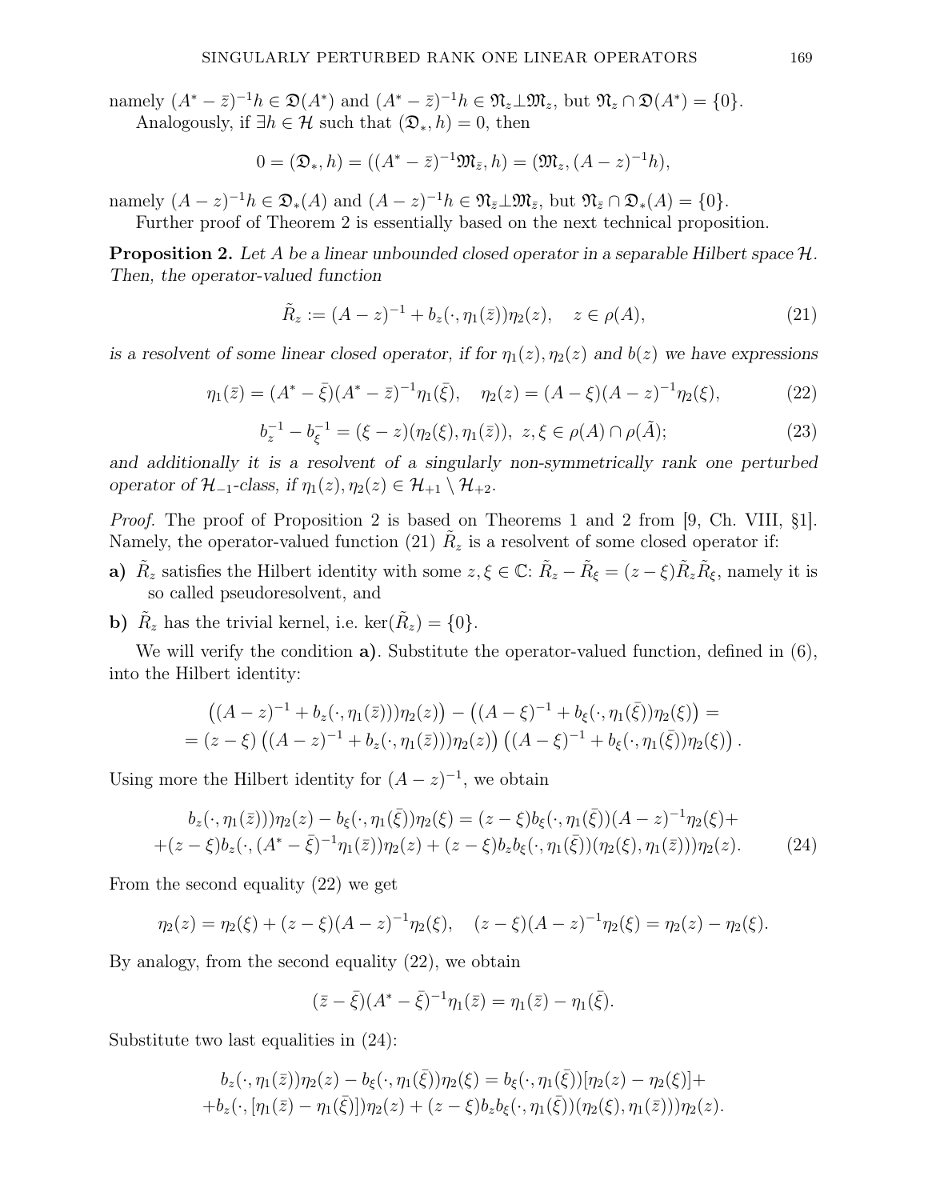namely $(A^* - \bar{z})^{-1}h \in \mathfrak{D}(A^*)$ and $(A^* - \bar{z})^{-1}h \in \mathfrak{N}_z \perp \mathfrak{M}_z$, but $\mathfrak{N}_z \cap \mathfrak{D}(A^*) = \{0\}$.

Analogously, if $\exists h \in \mathcal{H}$ such that $(\mathfrak{D}_*, h) = 0$, then

$$0 = (\mathfrak{D}_*, h) = ((A^* - \bar{z})^{-1}\mathfrak{M}_{\bar{z}}, h) = (\mathfrak{M}_z, (A - z)^{-1}h),$$

namely $(A - z)^{-1}h \in \mathfrak{D}_*(A)$ and $(A - z)^{-1}h \in \mathfrak{N}_{\bar{z}} \perp \mathfrak{M}_{\bar{z}}$, but $\mathfrak{N}_{\bar{z}} \cap \mathfrak{D}_*(A) = \{0\}$.

Further proof of Theorem 2 is essentially based on the next technical proposition.

**Proposition 2.** *Let $A$ be a linear unbounded closed operator in a separable Hilbert space $\mathcal{H}$. Then, the operator-valued function*

$$\tilde{R}_z := (A - z)^{-1} + b_z(\cdot, \eta_1(\bar{z}))\eta_2(z), \quad z \in \rho(A), \tag{21}$$

*is a resolvent of some linear closed operator, if for $\eta_1(z), \eta_2(z)$ and $b(z)$ we have expressions*

$$\eta_1(\bar{z}) = (A^* - \bar{\xi})(A^* - \bar{z})^{-1}\eta_1(\bar{\xi}), \quad \eta_2(z) = (A - \xi)(A - z)^{-1}\eta_2(\xi), \tag{22}$$

$$b_z^{-1} - b_\xi^{-1} = (\xi - z)(\eta_2(\xi), \eta_1(\bar{z})), \ z, \xi \in \rho(A) \cap \rho(\tilde{A}); \tag{23}$$

*and additionally it is a resolvent of a singularly non-symmetrically rank one perturbed operator of $\mathcal{H}_{-1}$-class, if $\eta_1(z), \eta_2(z) \in \mathcal{H}_{+1} \setminus \mathcal{H}_{+2}$.*

*Proof.* The proof of Proposition 2 is based on Theorems 1 and 2 from [9, Ch. VIII, §1]. Namely, the operator-valued function (21) $\tilde{R}_z$ is a resolvent of some closed operator if:

**a)** $\tilde{R}_z$ satisfies the Hilbert identity with some $z, \xi \in \mathbb{C}$: $\tilde{R}_z - \tilde{R}_\xi = (z - \xi)\tilde{R}_z\tilde{R}_\xi$, namely it is so called pseudoresolvent, and

**b)** $\tilde{R}_z$ has the trivial kernel, i.e. $\ker(\tilde{R}_z) = \{0\}$.

We will verify the condition **a)**. Substitute the operator-valued function, defined in (6), into the Hilbert identity:

$$\begin{gathered}\left((A - z)^{-1} + b_z(\cdot, \eta_1(\bar{z})))\eta_2(z)\right) - \left((A - \xi)^{-1} + b_\xi(\cdot, \eta_1(\bar{\xi}))\eta_2(\xi)\right) = \\ = (z - \xi)\left((A - z)^{-1} + b_z(\cdot, \eta_1(\bar{z})))\eta_2(z)\right)\left((A - \xi)^{-1} + b_\xi(\cdot, \eta_1(\bar{\xi}))\eta_2(\xi)\right).\end{gathered}$$

Using more the Hilbert identity for $(A - z)^{-1}$, we obtain

$$\begin{gathered}b_z(\cdot, \eta_1(\bar{z})))\eta_2(z) - b_\xi(\cdot, \eta_1(\bar{\xi}))\eta_2(\xi) = (z - \xi)b_\xi(\cdot, \eta_1(\bar{\xi}))(A - z)^{-1}\eta_2(\xi) + \\ +(z - \xi)b_z(\cdot, (A^* - \bar{\xi})^{-1}\eta_1(\bar{z}))\eta_2(z) + (z - \xi)b_z b_\xi(\cdot, \eta_1(\bar{\xi}))(\eta_2(\xi), \eta_1(\bar{z})))\eta_2(z).\end{gathered} \tag{24}$$

From the second equality (22) we get

$$\eta_2(z) = \eta_2(\xi) + (z - \xi)(A - z)^{-1}\eta_2(\xi), \quad (z - \xi)(A - z)^{-1}\eta_2(\xi) = \eta_2(z) - \eta_2(\xi).$$

By analogy, from the second equality (22), we obtain

$$(\bar{z} - \bar{\xi})(A^* - \bar{\xi})^{-1}\eta_1(\bar{z}) = \eta_1(\bar{z}) - \eta_1(\bar{\xi}).$$

Substitute two last equalities in (24):

$$\begin{gathered}b_z(\cdot, \eta_1(\bar{z}))\eta_2(z) - b_\xi(\cdot, \eta_1(\bar{\xi}))\eta_2(\xi) = b_\xi(\cdot, \eta_1(\bar{\xi}))[\eta_2(z) - \eta_2(\xi)] + \\ +b_z(\cdot, [\eta_1(\bar{z}) - \eta_1(\bar{\xi})])\eta_2(z) + (z - \xi)b_z b_\xi(\cdot, \eta_1(\bar{\xi}))(\eta_2(\xi), \eta_1(\bar{z})))\eta_2(z).\end{gathered}$$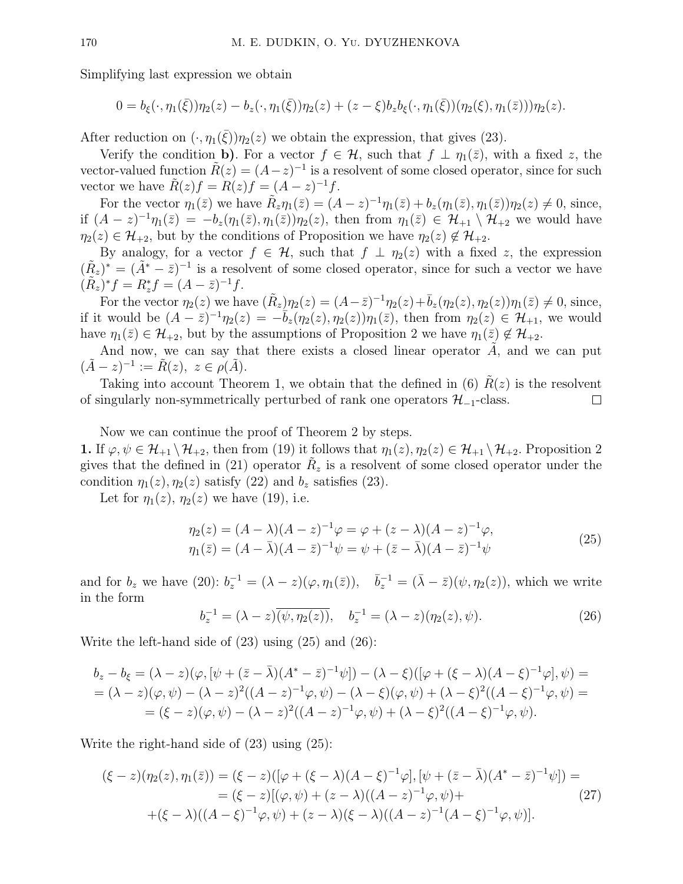Simplifying last expression we obtain

$$0 = b_\xi(\cdot, \eta_1(\bar{\xi}))\eta_2(z) - b_z(\cdot, \eta_1(\bar{\xi}))\eta_2(z) + (z - \xi)b_z b_\xi(\cdot, \eta_1(\bar{\xi}))(\eta_2(\xi), \eta_1(\bar{z})))\eta_2(z).$$

After reduction on $(\cdot, \eta_1(\bar{\xi}))\eta_2(z)$ we obtain the expression, that gives (23).

Verify the condition **b)**. For a vector $f \in \mathcal{H}$, such that $f \perp \eta_1(\bar{z})$, with a fixed $z$, the vector-valued function $\tilde{R}(z) = (A - z)^{-1}$ is a resolvent of some closed operator, since for such vector we have $\tilde{R}(z)f = R(z)f = (A - z)^{-1}f$.

For the vector $\eta_1(\bar{z})$ we have $\tilde{R}_z\eta_1(\bar{z}) = (A - z)^{-1}\eta_1(\bar{z}) + b_z(\eta_1(\bar{z}), \eta_1(\bar{z}))\eta_2(z) \neq 0$, since, if $(A - z)^{-1}\eta_1(\bar{z}) = -b_z(\eta_1(\bar{z}), \eta_1(\bar{z}))\eta_2(z)$, then from $\eta_1(\bar{z}) \in \mathcal{H}_{+1} \setminus \mathcal{H}_{+2}$ we would have $\eta_2(z) \in \mathcal{H}_{+2}$, but by the conditions of Proposition we have $\eta_2(z) \notin \mathcal{H}_{+2}$.

By analogy, for a vector $f \in \mathcal{H}$, such that $f \perp \eta_2(z)$ with a fixed $z$, the expression $(\tilde{R}_z)^* = (\tilde{A}^* - \bar{z})^{-1}$ is a resolvent of some closed operator, since for such a vector we have $(\tilde{R}_z)^*f = R^*_z f = (A - \bar{z})^{-1}f$.

For the vector $\eta_2(z)$ we have $(\tilde{R}_z)\eta_2(z) = (A - \bar{z})^{-1}\eta_2(z) + \bar{b}_z(\eta_2(z), \eta_2(z))\eta_1(\bar{z}) \neq 0$, since, if it would be $(A - \bar{z})^{-1}\eta_2(z) = -\bar{b}_z(\eta_2(z), \eta_2(z))\eta_1(\bar{z})$, then from $\eta_2(z) \in \mathcal{H}_{+1}$, we would have $\eta_1(\bar{z}) \in \mathcal{H}_{+2}$, but by the assumptions of Proposition 2 we have $\eta_1(\bar{z}) \notin \mathcal{H}_{+2}$.

And now, we can say that there exists a closed linear operator $\tilde{A}$, and we can put $(\tilde{A} - z)^{-1} := \tilde{R}(z),\ z \in \rho(\tilde{A})$.

Taking into account Theorem 1, we obtain that the defined in (6) $\tilde{R}(z)$ is the resolvent of singularly non-symmetrically perturbed of rank one operators $\mathcal{H}_{-1}$-class. $\square$

Now we can continue the proof of Theorem 2 by steps.

**1.** If $\varphi, \psi \in \mathcal{H}_{+1} \setminus \mathcal{H}_{+2}$, then from (19) it follows that $\eta_1(z), \eta_2(z) \in \mathcal{H}_{+1} \setminus \mathcal{H}_{+2}$. Proposition 2 gives that the defined in (21) operator $\tilde{R}_z$ is a resolvent of some closed operator under the condition $\eta_1(z), \eta_2(z)$ satisfy (22) and $b_z$ satisfies (23).

Let for $\eta_1(z)$, $\eta_2(z)$ we have (19), i.e.

$$\begin{aligned}
\eta_2(z) &= (A - \lambda)(A - z)^{-1}\varphi = \varphi + (z - \lambda)(A - z)^{-1}\varphi, \\
\eta_1(\bar{z}) &= (A - \bar{\lambda})(A - \bar{z})^{-1}\psi = \psi + (\bar{z} - \bar{\lambda})(A - \bar{z})^{-1}\psi
\end{aligned} \tag{25}$$

and for $b_z$ we have (20): $b_z^{-1} = (\lambda - z)(\varphi, \eta_1(\bar{z}))$, $\quad \bar{b}_z^{-1} = (\bar{\lambda} - \bar{z})(\psi, \eta_2(z))$, which we write in the form

$$b_z^{-1} = (\lambda - z)\overline{(\psi, \eta_2(z))}, \quad b_z^{-1} = (\lambda - z)(\eta_2(z), \psi). \tag{26}$$

Write the left-hand side of (23) using (25) and (26):

$$\begin{aligned}
b_z - b_\xi &= (\lambda - z)(\varphi, [\psi + (\bar{z} - \bar{\lambda})(A^* - \bar{z})^{-1}\psi]) - (\lambda - \xi)([\varphi + (\xi - \lambda)(A - \xi)^{-1}\varphi], \psi) = \\
&= (\lambda - z)(\varphi, \psi) - (\lambda - z)^2((A - z)^{-1}\varphi, \psi) - (\lambda - \xi)(\varphi, \psi) + (\lambda - \xi)^2((A - \xi)^{-1}\varphi, \psi) = \\
&= (\xi - z)(\varphi, \psi) - (\lambda - z)^2((A - z)^{-1}\varphi, \psi) + (\lambda - \xi)^2((A - \xi)^{-1}\varphi, \psi).
\end{aligned}$$

Write the right-hand side of (23) using (25):

$$\begin{aligned}
(\xi - z)(\eta_2(z), \eta_1(\bar{z})) &= (\xi - z)([\varphi + (\xi - \lambda)(A - \xi)^{-1}\varphi], [\psi + (\bar{z} - \bar{\lambda})(A^* - \bar{z})^{-1}\psi]) = \\
&= (\xi - z)[(\varphi, \psi) + (z - \lambda)((A - z)^{-1}\varphi, \psi) + \\
&+ (\xi - \lambda)((A - \xi)^{-1}\varphi, \psi) + (z - \lambda)(\xi - \lambda)((A - z)^{-1}(A - \xi)^{-1}\varphi, \psi)].
\end{aligned} \tag{27}$$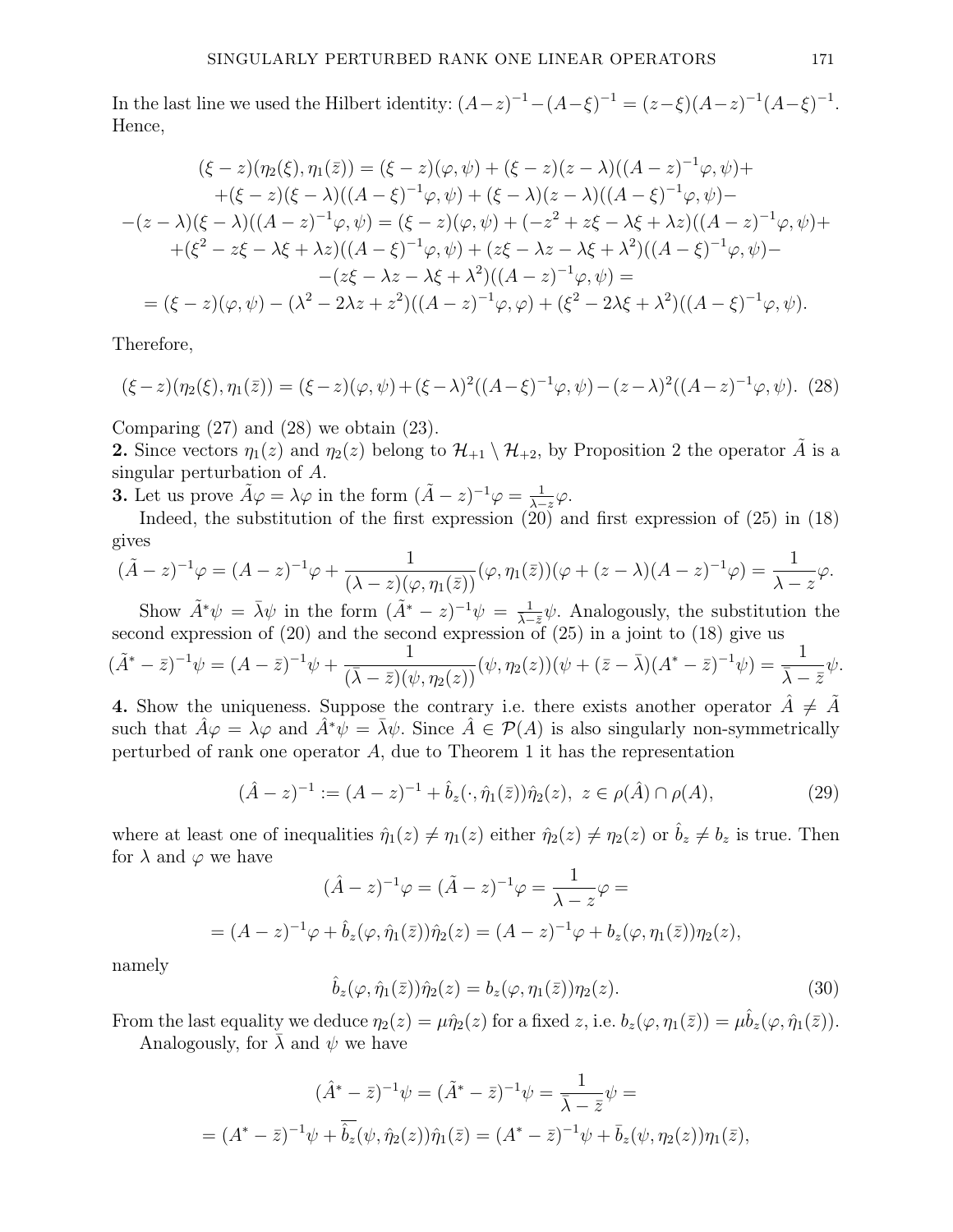In the last line we used the Hilbert identity: $(A-z)^{-1}-(A-\xi)^{-1}=(z-\xi)(A-z)^{-1}(A-\xi)^{-1}$. Hence,

$$
\begin{gathered}
(\xi-z)(\eta_2(\xi),\eta_1(\bar z)) = (\xi-z)(\varphi,\psi)+(\xi-z)(z-\lambda)((A-z)^{-1}\varphi,\psi)+\\
+(\xi-z)(\xi-\lambda)((A-\xi)^{-1}\varphi,\psi)+(\xi-\lambda)(z-\lambda)((A-\xi)^{-1}\varphi,\psi)-\\
-(z-\lambda)(\xi-\lambda)((A-z)^{-1}\varphi,\psi)=(\xi-z)(\varphi,\psi)+(-z^2+z\xi-\lambda\xi+\lambda z)((A-z)^{-1}\varphi,\psi)+\\
+(\xi^2-z\xi-\lambda\xi+\lambda z)((A-\xi)^{-1}\varphi,\psi)+(z\xi-\lambda z-\lambda\xi+\lambda^2)((A-\xi)^{-1}\varphi,\psi)-\\
-(z\xi-\lambda z-\lambda\xi+\lambda^2)((A-z)^{-1}\varphi,\psi)=\\
=(\xi-z)(\varphi,\psi)-(\lambda^2-2\lambda z+z^2)((A-z)^{-1}\varphi,\varphi)+(\xi^2-2\lambda\xi+\lambda^2)((A-\xi)^{-1}\varphi,\psi).
\end{gathered}
$$

Therefore,

$$
(\xi-z)(\eta_2(\xi),\eta_1(\bar z))=(\xi-z)(\varphi,\psi)+(\xi-\lambda)^2((A-\xi)^{-1}\varphi,\psi)-(z-\lambda)^2((A-z)^{-1}\varphi,\psi). \quad (28)
$$

Comparing (27) and (28) we obtain (23).

**2.** Since vectors $\eta_1(z)$ and $\eta_2(z)$ belong to $\mathcal{H}_{+1}\setminus\mathcal{H}_{+2}$, by Proposition 2 the operator $\tilde A$ is a singular perturbation of $A$.

**3.** Let us prove $\tilde A\varphi=\lambda\varphi$ in the form $(\tilde A-z)^{-1}\varphi=\frac{1}{\lambda-z}\varphi$.

Indeed, the substitution of the first expression (20) and first expression of (25) in (18) gives

$$
(\tilde A-z)^{-1}\varphi=(A-z)^{-1}\varphi+\frac{1}{(\lambda-z)(\varphi,\eta_1(\bar z))}(\varphi,\eta_1(\bar z))(\varphi+(z-\lambda)(A-z)^{-1}\varphi)=\frac{1}{\lambda-z}\varphi.
$$

Show $\tilde A^*\psi=\bar\lambda\psi$ in the form $(\tilde A^*-z)^{-1}\psi=\frac{1}{\lambda-\bar z}\psi$. Analogously, the substitution the second expression of (20) and the second expression of (25) in a joint to (18) give us

$$
(\tilde A^*-\bar z)^{-1}\psi=(A-\bar z)^{-1}\psi+\frac{1}{(\bar\lambda-\bar z)(\psi,\eta_2(z))}(\psi,\eta_2(z))(\psi+(\bar z-\bar\lambda)(A^*-\bar z)^{-1}\psi)=\frac{1}{\bar\lambda-\bar z}\psi.
$$

**4.** Show the uniqueness. Suppose the contrary i.e. there exists another operator $\hat A\neq\tilde A$ such that $\hat A\varphi=\lambda\varphi$ and $\hat A^*\psi=\bar\lambda\psi$. Since $\hat A\in\mathcal{P}(A)$ is also singularly non-symmetrically perturbed of rank one operator $A$, due to Theorem 1 it has the representation

$$
(\hat A-z)^{-1}:=(A-z)^{-1}+\hat b_z(\cdot,\hat\eta_1(\bar z))\hat\eta_2(z),\ z\in\rho(\hat A)\cap\rho(A), \quad (29)
$$

where at least one of inequalities $\hat\eta_1(z)\neq\eta_1(z)$ either $\hat\eta_2(z)\neq\eta_2(z)$ or $\hat b_z\neq b_z$ is true. Then for $\lambda$ and $\varphi$ we have

$$
\begin{gathered}
(\hat A-z)^{-1}\varphi=(\tilde A-z)^{-1}\varphi=\frac{1}{\lambda-z}\varphi=\\
=(A-z)^{-1}\varphi+\hat b_z(\varphi,\hat\eta_1(\bar z))\hat\eta_2(z)=(A-z)^{-1}\varphi+b_z(\varphi,\eta_1(\bar z))\eta_2(z),
\end{gathered}
$$

namely

$$
\hat b_z(\varphi,\hat\eta_1(\bar z))\hat\eta_2(z)=b_z(\varphi,\eta_1(\bar z))\eta_2(z). \quad (30)
$$

From the last equality we deduce $\eta_2(z)=\mu\hat\eta_2(z)$ for a fixed $z$, i.e. $b_z(\varphi,\eta_1(\bar z))=\mu\hat b_z(\varphi,\hat\eta_1(\bar z))$.

Analogously, for $\bar\lambda$ and $\psi$ we have

$$
\begin{gathered}
(\hat A^*-\bar z)^{-1}\psi=(\tilde A^*-\bar z)^{-1}\psi=\frac{1}{\bar\lambda-\bar z}\psi=\\
=(A^*-\bar z)^{-1}\psi+\overline{\hat b_z}(\psi,\hat\eta_2(z))\hat\eta_1(\bar z)=(A^*-\bar z)^{-1}\psi+\bar b_z(\psi,\eta_2(z))\eta_1(\bar z),
\end{gathered}
$$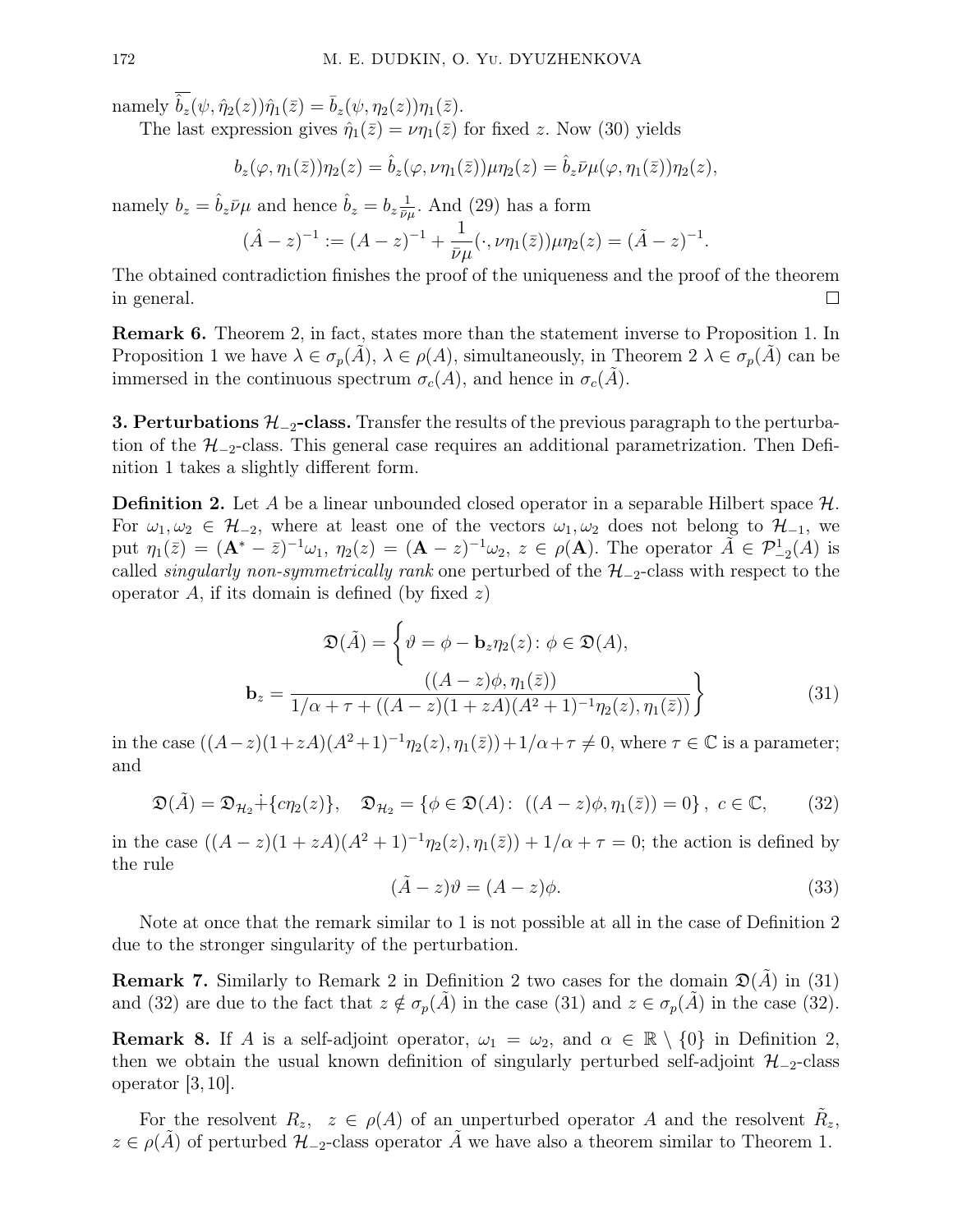namely $\overline{\hat{b}_z}(\psi, \hat{\eta}_2(z))\hat{\eta}_1(\bar{z}) = \bar{b}_z(\psi, \eta_2(z))\eta_1(\bar{z})$.

The last expression gives $\hat{\eta}_1(\bar{z}) = \nu\eta_1(\bar{z})$ for fixed $z$. Now (30) yields

$$b_z(\varphi, \eta_1(\bar{z}))\eta_2(z) = \hat{b}_z(\varphi, \nu\eta_1(\bar{z}))\mu\eta_2(z) = \hat{b}_z\bar{\nu}\mu(\varphi, \eta_1(\bar{z}))\eta_2(z),$$

namely $b_z = \hat{b}_z\bar{\nu}\mu$ and hence $\hat{b}_z = b_z\frac{1}{\bar{\nu}\mu}$. And (29) has a form

$$(\hat{A} - z)^{-1} := (A - z)^{-1} + \frac{1}{\bar{\nu}\mu}(\cdot, \nu\eta_1(\bar{z}))\mu\eta_2(z) = (\tilde{A} - z)^{-1}.$$

The obtained contradiction finishes the proof of the uniqueness and the proof of the theorem in general. □

**Remark 6.** Theorem 2, in fact, states more than the statement inverse to Proposition 1. In Proposition 1 we have $\lambda \in \sigma_p(\tilde{A})$, $\lambda \in \rho(A)$, simultaneously, in Theorem 2 $\lambda \in \sigma_p(\tilde{A})$ can be immersed in the continuous spectrum $\sigma_c(A)$, and hence in $\sigma_c(\tilde{A})$.

**3. Perturbations $\mathcal{H}_{-2}$-class.** Transfer the results of the previous paragraph to the perturbation of the $\mathcal{H}_{-2}$-class. This general case requires an additional parametrization. Then Definition 1 takes a slightly different form.

**Definition 2.** Let $A$ be a linear unbounded closed operator in a separable Hilbert space $\mathcal{H}$. For $\omega_1, \omega_2 \in \mathcal{H}_{-2}$, where at least one of the vectors $\omega_1, \omega_2$ does not belong to $\mathcal{H}_{-1}$, we put $\eta_1(\bar{z}) = (\mathbf{A}^* - \bar{z})^{-1}\omega_1$, $\eta_2(z) = (\mathbf{A} - z)^{-1}\omega_2$, $z \in \rho(\mathbf{A})$. The operator $\tilde{A} \in \mathcal{P}^1_{-2}(A)$ is called *singularly non-symmetrically rank* one perturbed of the $\mathcal{H}_{-2}$-class with respect to the operator $A$, if its domain is defined (by fixed $z$)

$$\left.\begin{aligned}\mathfrak{D}(\tilde{A}) = \Bigg\{\vartheta = \phi - \mathbf{b}_z\eta_2(z) \colon \phi \in \mathfrak{D}(A),\\ \mathbf{b}_z = \frac{((A - z)\phi, \eta_1(\bar{z}))}{1/\alpha + \tau + ((A - z)(1 + zA)(A^2 + 1)^{-1}\eta_2(z), \eta_1(\bar{z}))}\end{aligned}\right\} \tag{31}$$

in the case $((A-z)(1+zA)(A^2+1)^{-1}\eta_2(z), \eta_1(\bar{z})) + 1/\alpha + \tau \neq 0$, where $\tau \in \mathbb{C}$ is a parameter; and

$$\mathfrak{D}(\tilde{A}) = \mathfrak{D}_{\mathcal{H}_2}\dot{+}\{c\eta_2(z)\}, \quad \mathfrak{D}_{\mathcal{H}_2} = \{\phi \in \mathfrak{D}(A) \colon \ ((A - z)\phi, \eta_1(\bar{z})) = 0\}, \ c \in \mathbb{C}, \tag{32}$$

in the case $((A - z)(1 + zA)(A^2 + 1)^{-1}\eta_2(z), \eta_1(\bar{z})) + 1/\alpha + \tau = 0$; the action is defined by the rule

$$(\tilde{A} - z)\vartheta = (A - z)\phi. \tag{33}$$

Note at once that the remark similar to 1 is not possible at all in the case of Definition 2 due to the stronger singularity of the perturbation.

**Remark 7.** Similarly to Remark 2 in Definition 2 two cases for the domain $\mathfrak{D}(\tilde{A})$ in (31) and (32) are due to the fact that $z \notin \sigma_p(\tilde{A})$ in the case (31) and $z \in \sigma_p(\tilde{A})$ in the case (32).

**Remark 8.** If $A$ is a self-adjoint operator, $\omega_1 = \omega_2$, and $\alpha \in \mathbb{R} \setminus \{0\}$ in Definition 2, then we obtain the usual known definition of singularly perturbed self-adjoint $\mathcal{H}_{-2}$-class operator [3, 10].

For the resolvent $R_z$, $z \in \rho(A)$ of an unperturbed operator $A$ and the resolvent $\tilde{R}_z$, $z \in \rho(\tilde{A})$ of perturbed $\mathcal{H}_{-2}$-class operator $\tilde{A}$ we have also a theorem similar to Theorem 1.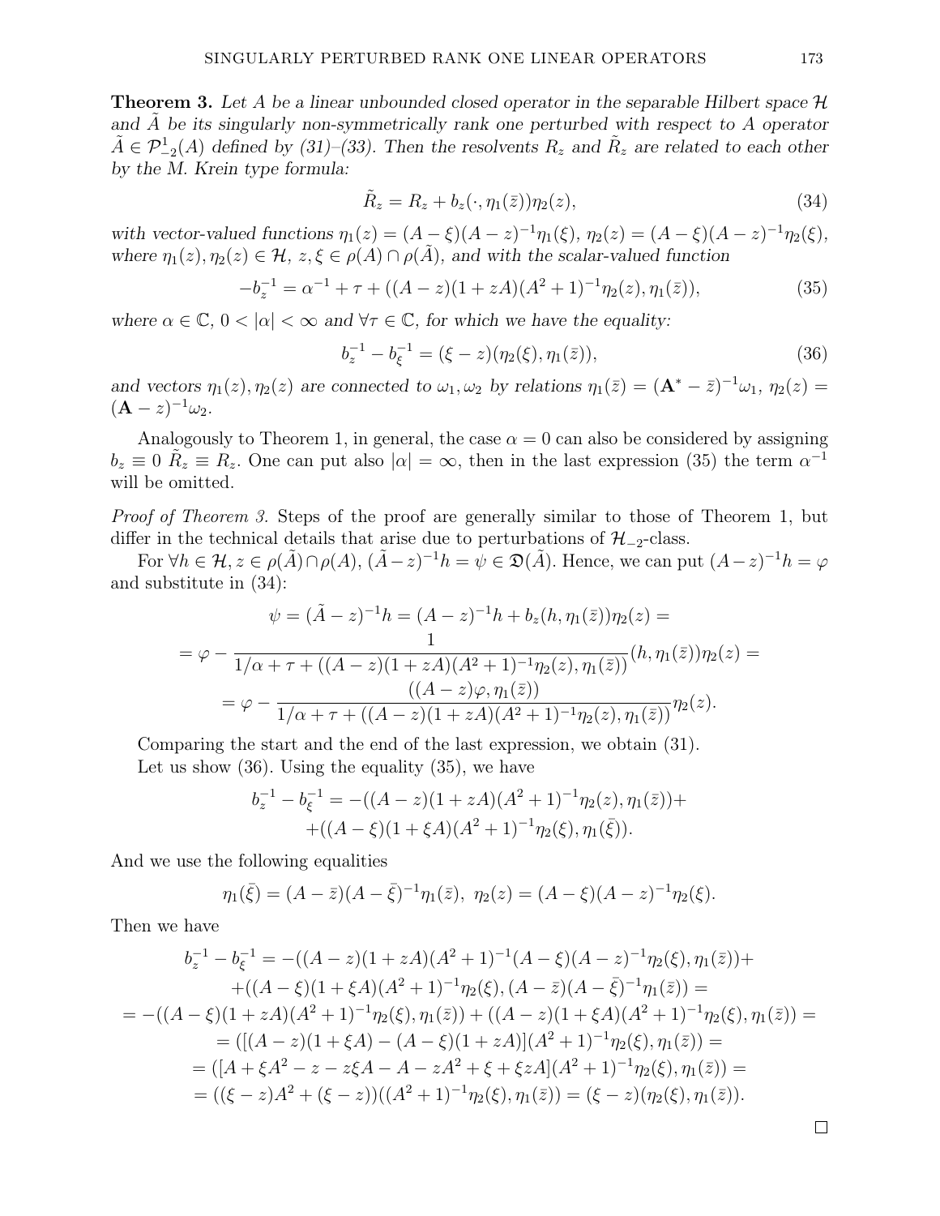**Theorem 3.** *Let $A$ be a linear unbounded closed operator in the separable Hilbert space $\mathcal{H}$ and $\tilde{A}$ be its singularly non-symmetrically rank one perturbed with respect to $A$ operator $\tilde{A} \in \mathcal{P}^1_{-2}(A)$ defined by (31)–(33). Then the resolvents $R_z$ and $\tilde{R}_z$ are related to each other by the M. Krein type formula:*

$$\tilde{R}_z = R_z + b_z(\cdot, \eta_1(\bar{z}))\eta_2(z), \tag{34}$$

*with vector-valued functions $\eta_1(z) = (A-\xi)(A-z)^{-1}\eta_1(\xi)$, $\eta_2(z) = (A-\xi)(A-z)^{-1}\eta_2(\xi)$, where $\eta_1(z), \eta_2(z) \in \mathcal{H}$, $z, \xi \in \rho(A) \cap \rho(\tilde{A})$, and with the scalar-valued function*

$$-b_z^{-1} = \alpha^{-1} + \tau + ((A-z)(1+zA)(A^2+1)^{-1}\eta_2(z), \eta_1(\bar{z})), \tag{35}$$

*where $\alpha \in \mathbb{C}$, $0 < |\alpha| < \infty$ and $\forall \tau \in \mathbb{C}$, for which we have the equality:*

$$b_z^{-1} - b_\xi^{-1} = (\xi - z)(\eta_2(\xi), \eta_1(\bar{z})), \tag{36}$$

*and vectors $\eta_1(z), \eta_2(z)$ are connected to $\omega_1, \omega_2$ by relations $\eta_1(\bar{z}) = (\mathbf{A}^* - \bar{z})^{-1}\omega_1$, $\eta_2(z) = (\mathbf{A} - z)^{-1}\omega_2$.*

Analogously to Theorem 1, in general, the case $\alpha = 0$ can also be considered by assigning $b_z \equiv 0$ $\tilde{R}_z \equiv R_z$. One can put also $|\alpha| = \infty$, then in the last expression (35) the term $\alpha^{-1}$ will be omitted.

*Proof of Theorem 3.* Steps of the proof are generally similar to those of Theorem 1, but differ in the technical details that arise due to perturbations of $\mathcal{H}_{-2}$-class.

For $\forall h \in \mathcal{H}, z \in \rho(\tilde{A}) \cap \rho(A)$, $(\tilde{A} - z)^{-1}h = \psi \in \mathfrak{D}(\tilde{A})$. Hence, we can put $(A-z)^{-1}h = \varphi$ and substitute in (34):

$$\begin{gathered}
\psi = (\tilde{A} - z)^{-1}h = (A-z)^{-1}h + b_z(h, \eta_1(\bar{z}))\eta_2(z) = \\
= \varphi - \frac{1}{1/\alpha + \tau + ((A-z)(1+zA)(A^2+1)^{-1}\eta_2(z), \eta_1(\bar{z}))}(h, \eta_1(\bar{z}))\eta_2(z) = \\
= \varphi - \frac{((A-z)\varphi, \eta_1(\bar{z}))}{1/\alpha + \tau + ((A-z)(1+zA)(A^2+1)^{-1}\eta_2(z), \eta_1(\bar{z}))}\eta_2(z).
\end{gathered}$$

Comparing the start and the end of the last expression, we obtain (31).

Let us show (36). Using the equality (35), we have

$$\begin{aligned}
b_z^{-1} - b_\xi^{-1} = &-((A-z)(1+zA)(A^2+1)^{-1}\eta_2(z), \eta_1(\bar{z})) + \\
&+((A-\xi)(1+\xi A)(A^2+1)^{-1}\eta_2(\xi), \eta_1(\bar{\xi})).
\end{aligned}$$

And we use the following equalities

$$\eta_1(\bar{\xi}) = (A-\bar{z})(A-\bar{\xi})^{-1}\eta_1(\bar{z}),\ \eta_2(z) = (A-\xi)(A-z)^{-1}\eta_2(\xi).$$

Then we have

$$\begin{gathered}
b_z^{-1} - b_\xi^{-1} = -((A-z)(1+zA)(A^2+1)^{-1}(A-\xi)(A-z)^{-1}\eta_2(\xi), \eta_1(\bar{z})) + \\
+((A-\xi)(1+\xi A)(A^2+1)^{-1}\eta_2(\xi), (A-\bar{z})(A-\bar{\xi})^{-1}\eta_1(\bar{z})) = \\
= -((A-\xi)(1+zA)(A^2+1)^{-1}\eta_2(\xi), \eta_1(\bar{z})) + ((A-z)(1+\xi A)(A^2+1)^{-1}\eta_2(\xi), \eta_1(\bar{z})) = \\
= ([(A-z)(1+\xi A) - (A-\xi)(1+zA)](A^2+1)^{-1}\eta_2(\xi), \eta_1(\bar{z})) = \\
= ([A + \xi A^2 - z - z\xi A - A - zA^2 + \xi + \xi z A](A^2+1)^{-1}\eta_2(\xi), \eta_1(\bar{z})) = \\
= ((\xi - z)A^2 + (\xi - z))((A^2+1)^{-1}\eta_2(\xi), \eta_1(\bar{z})) = (\xi - z)(\eta_2(\xi), \eta_1(\bar{z})).
\end{gathered}$$

□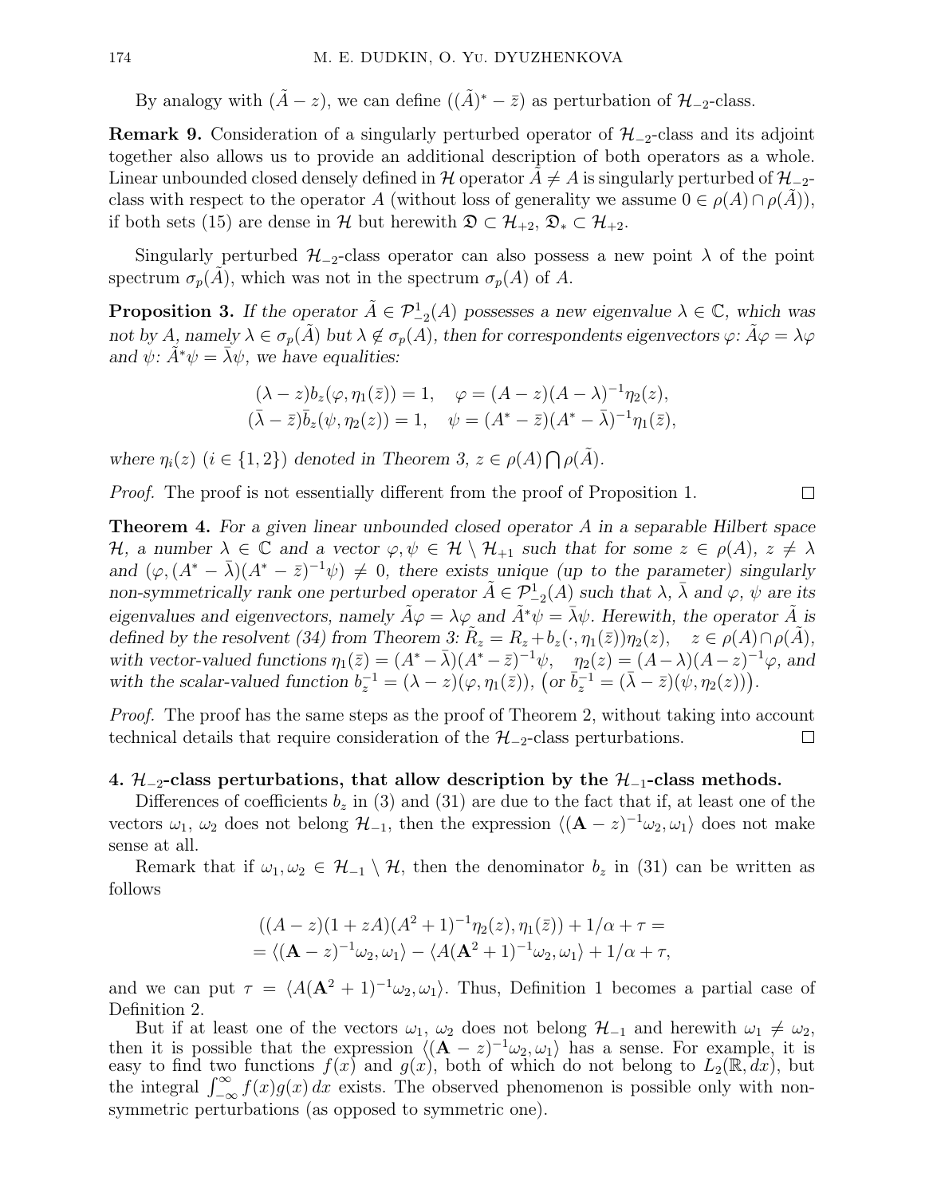By analogy with $(\tilde{A} - z)$, we can define $((\tilde{A})^* - \bar{z})$ as perturbation of $\mathcal{H}_{-2}$-class.

**Remark 9.** Consideration of a singularly perturbed operator of $\mathcal{H}_{-2}$-class and its adjoint together also allows us to provide an additional description of both operators as a whole. Linear unbounded closed densely defined in $\mathcal{H}$ operator $\tilde{A} \neq A$ is singularly perturbed of $\mathcal{H}_{-2}$-class with respect to the operator $A$ (without loss of generality we assume $0 \in \rho(A) \cap \rho(\tilde{A})$), if both sets (15) are dense in $\mathcal{H}$ but herewith $\mathfrak{D} \subset \mathcal{H}_{+2}$, $\mathfrak{D}_* \subset \mathcal{H}_{+2}$.

Singularly perturbed $\mathcal{H}_{-2}$-class operator can also possess a new point $\lambda$ of the point spectrum $\sigma_p(\tilde{A})$, which was not in the spectrum $\sigma_p(A)$ of $A$.

**Proposition 3.** *If the operator $\tilde{A} \in \mathcal{P}^1_{-2}(A)$ possesses a new eigenvalue $\lambda \in \mathbb{C}$, which was not by $A$, namely $\lambda \in \sigma_p(\tilde{A})$ but $\lambda \notin \sigma_p(A)$, then for correspondents eigenvectors $\varphi$: $\tilde{A}\varphi = \lambda\varphi$ and $\psi$: $\tilde{A}^*\psi = \bar{\lambda}\psi$, we have equalities:*

$$
\begin{aligned}
(\lambda - z) b_z(\varphi, \eta_1(\bar{z})) = 1, &\quad \varphi = (A - z)(A - \lambda)^{-1} \eta_2(z), \\
(\bar{\lambda} - \bar{z}) \bar{b}_z(\psi, \eta_2(z)) = 1, &\quad \psi = (A^* - \bar{z})(A^* - \bar{\lambda})^{-1} \eta_1(\bar{z}),
\end{aligned}
$$

*where $\eta_i(z)$ $(i \in \{1, 2\})$ denoted in Theorem 3, $z \in \rho(A) \bigcap \rho(\tilde{A})$.*

*Proof.* The proof is not essentially different from the proof of Proposition 1. $\square$

**Theorem 4.** *For a given linear unbounded closed operator $A$ in a separable Hilbert space $\mathcal{H}$, a number $\lambda \in \mathbb{C}$ and a vector $\varphi, \psi \in \mathcal{H} \setminus \mathcal{H}_{+1}$ such that for some $z \in \rho(A)$, $z \neq \lambda$ and $(\varphi, (A^* - \bar{\lambda})(A^* - \bar{z})^{-1}\psi) \neq 0$, there exists unique (up to the parameter) singularly non-symmetrically rank one perturbed operator $\tilde{A} \in \mathcal{P}^1_{-2}(A)$ such that $\lambda$, $\bar{\lambda}$ and $\varphi$, $\psi$ are its eigenvalues and eigenvectors, namely $\tilde{A}\varphi = \lambda\varphi$ and $\tilde{A}^*\psi = \bar{\lambda}\psi$. Herewith, the operator $\tilde{A}$ is defined by the resolvent (34) from Theorem 3: $\tilde{R}_z = R_z + b_z(\cdot, \eta_1(\bar{z}))\eta_2(z)$, $\quad z \in \rho(A) \cap \rho(\tilde{A})$, with vector-valued functions $\eta_1(\bar{z}) = (A^* - \bar{\lambda})(A^* - \bar{z})^{-1}\psi$, $\quad \eta_2(z) = (A - \lambda)(A - z)^{-1}\varphi$, and with the scalar-valued function $b_z^{-1} = (\lambda - z)(\varphi, \eta_1(\bar{z}))$, $\big($or $\bar{b}_z^{-1} = (\bar{\lambda} - \bar{z})(\psi, \eta_2(z))\big)$.*

*Proof.* The proof has the same steps as the proof of Theorem 2, without taking into account technical details that require consideration of the $\mathcal{H}_{-2}$-class perturbations. $\square$

**4. $\mathcal{H}_{-2}$-class perturbations, that allow description by the $\mathcal{H}_{-1}$-class methods.**

Differences of coefficients $b_z$ in (3) and (31) are due to the fact that if, at least one of the vectors $\omega_1$, $\omega_2$ does not belong $\mathcal{H}_{-1}$, then the expression $\langle (\mathbf{A} - z)^{-1}\omega_2, \omega_1 \rangle$ does not make sense at all.

Remark that if $\omega_1, \omega_2 \in \mathcal{H}_{-1} \setminus \mathcal{H}$, then the denominator $b_z$ in (31) can be written as follows

$$
\begin{aligned}
&((A - z)(1 + zA)(A^2 + 1)^{-1}\eta_2(z), \eta_1(\bar{z})) + 1/\alpha + \tau = \\
&= \langle (\mathbf{A} - z)^{-1}\omega_2, \omega_1 \rangle - \langle A(\mathbf{A}^2 + 1)^{-1}\omega_2, \omega_1 \rangle + 1/\alpha + \tau,
\end{aligned}
$$

and we can put $\tau = \langle A(\mathbf{A}^2 + 1)^{-1}\omega_2, \omega_1 \rangle$. Thus, Definition 1 becomes a partial case of Definition 2.

But if at least one of the vectors $\omega_1$, $\omega_2$ does not belong $\mathcal{H}_{-1}$ and herewith $\omega_1 \neq \omega_2$, then it is possible that the expression $\langle (\mathbf{A} - z)^{-1}\omega_2, \omega_1 \rangle$ has a sense. For example, it is easy to find two functions $f(x)$ and $g(x)$, both of which do not belong to $L_2(\mathbb{R}, dx)$, but the integral $\int_{-\infty}^{\infty} f(x)g(x)\,dx$ exists. The observed phenomenon is possible only with non-symmetric perturbations (as opposed to symmetric one).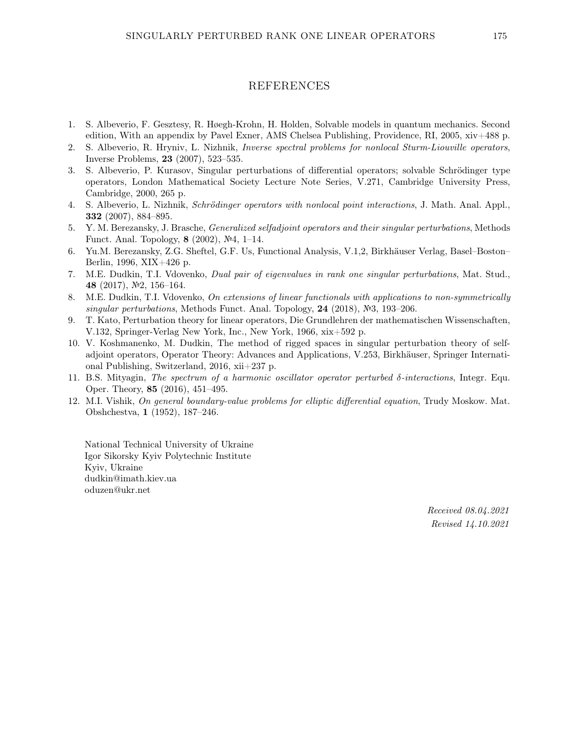## REFERENCES

1. S. Albeverio, F. Gesztesy, R. Høegh-Krohn, H. Holden, Solvable models in quantum mechanics. Second edition, With an appendix by Pavel Exner, AMS Chelsea Publishing, Providence, RI, 2005, xiv+488 p.
2. S. Albeverio, R. Hryniv, L. Nizhnik, *Inverse spectral problems for nonlocal Sturm-Liouville operators*, Inverse Problems, **23** (2007), 523–535.
3. S. Albeverio, P. Kurasov, Singular perturbations of differential operators; solvable Schrödinger type operators, London Mathematical Society Lecture Note Series, V.271, Cambridge University Press, Cambridge, 2000, 265 p.
4. S. Albeverio, L. Nizhnik, *Schrödinger operators with nonlocal point interactions*, J. Math. Anal. Appl., **332** (2007), 884–895.
5. Y. M. Berezansky, J. Brasche, *Generalized selfadjoint operators and their singular perturbations*, Methods Funct. Anal. Topology, **8** (2002), №4, 1–14.
6. Yu.M. Berezansky, Z.G. Sheftel, G.F. Us, Functional Analysis, V.1,2, Birkhäuser Verlag, Basel–Boston–Berlin, 1996, XIX+426 p.
7. M.E. Dudkin, T.I. Vdovenko, *Dual pair of eigenvalues in rank one singular perturbations*, Mat. Stud., **48** (2017), №2, 156–164.
8. M.E. Dudkin, T.I. Vdovenko, *On extensions of linear functionals with applications to non-symmetrically singular perturbations*, Methods Funct. Anal. Topology, **24** (2018), №3, 193–206.
9. T. Kato, Perturbation theory for linear operators, Die Grundlehren der mathematischen Wissenschaften, V.132, Springer-Verlag New York, Inc., New York, 1966, xix+592 p.
10. V. Koshmanenko, M. Dudkin, The method of rigged spaces in singular perturbation theory of self-adjoint operators, Operator Theory: Advances and Applications, V.253, Birkhäuser, Springer International Publishing, Switzerland, 2016, xii+237 p.
11. B.S. Mityagin, *The spectrum of a harmonic oscillator operator perturbed δ-interactions*, Integr. Equ. Oper. Theory, **85** (2016), 451–495.
12. M.I. Vishik, *On general boundary-value problems for elliptic differential equation*, Trudy Moskow. Mat. Obshchestva, **1** (1952), 187–246.

National Technical University of Ukraine
Igor Sikorsky Kyiv Polytechnic Institute
Kyiv, Ukraine
dudkin@imath.kiev.ua
oduzen@ukr.net

*Received 08.04.2021*
*Revised 14.10.2021*